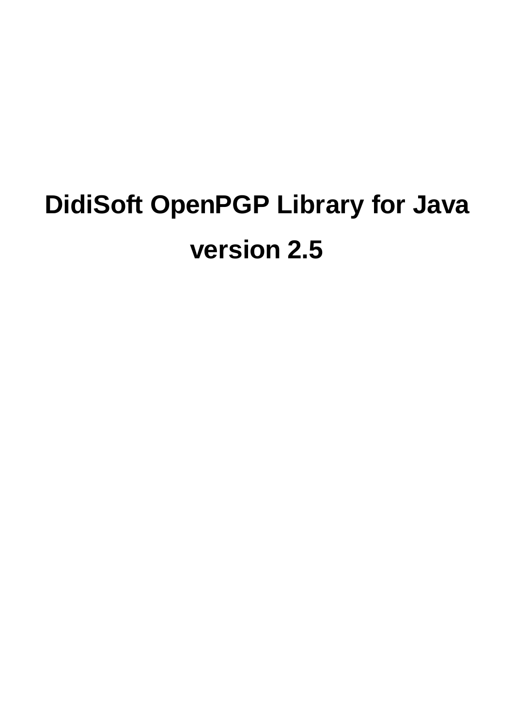# DidiSoft OpenPGP Library for Java

# version 2.5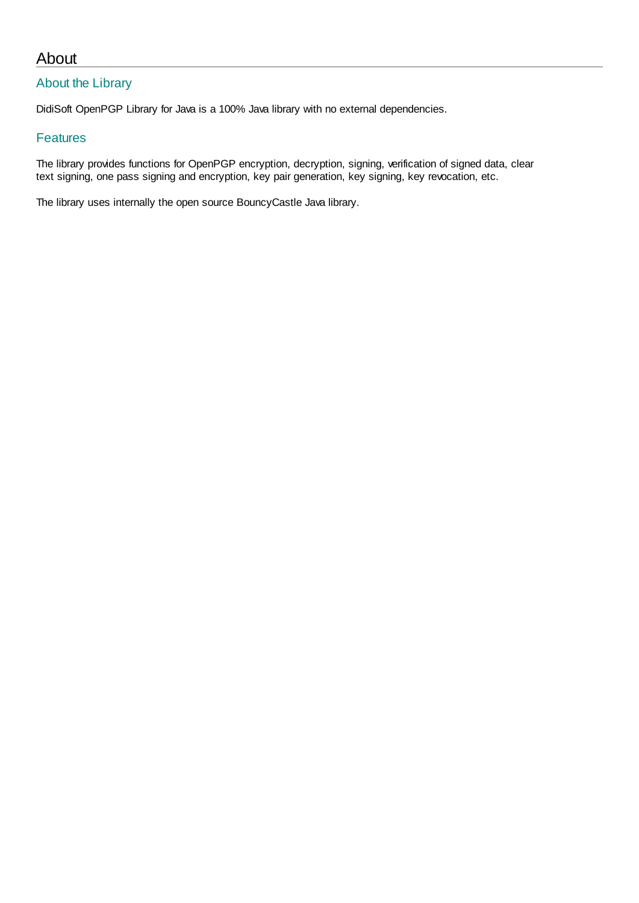# About

## About the Library

DidiSoft OpenPGP Library for Java is a 100% Java library with no external dependencies.

## Features

The library provides functions for OpenPGP encryption, decryption, signing, verification of signed data, clear text signing, one pass signing and encryption, key pair generation, key signing, key revocation, etc.

The library uses internally the open source BouncyCastle Java library.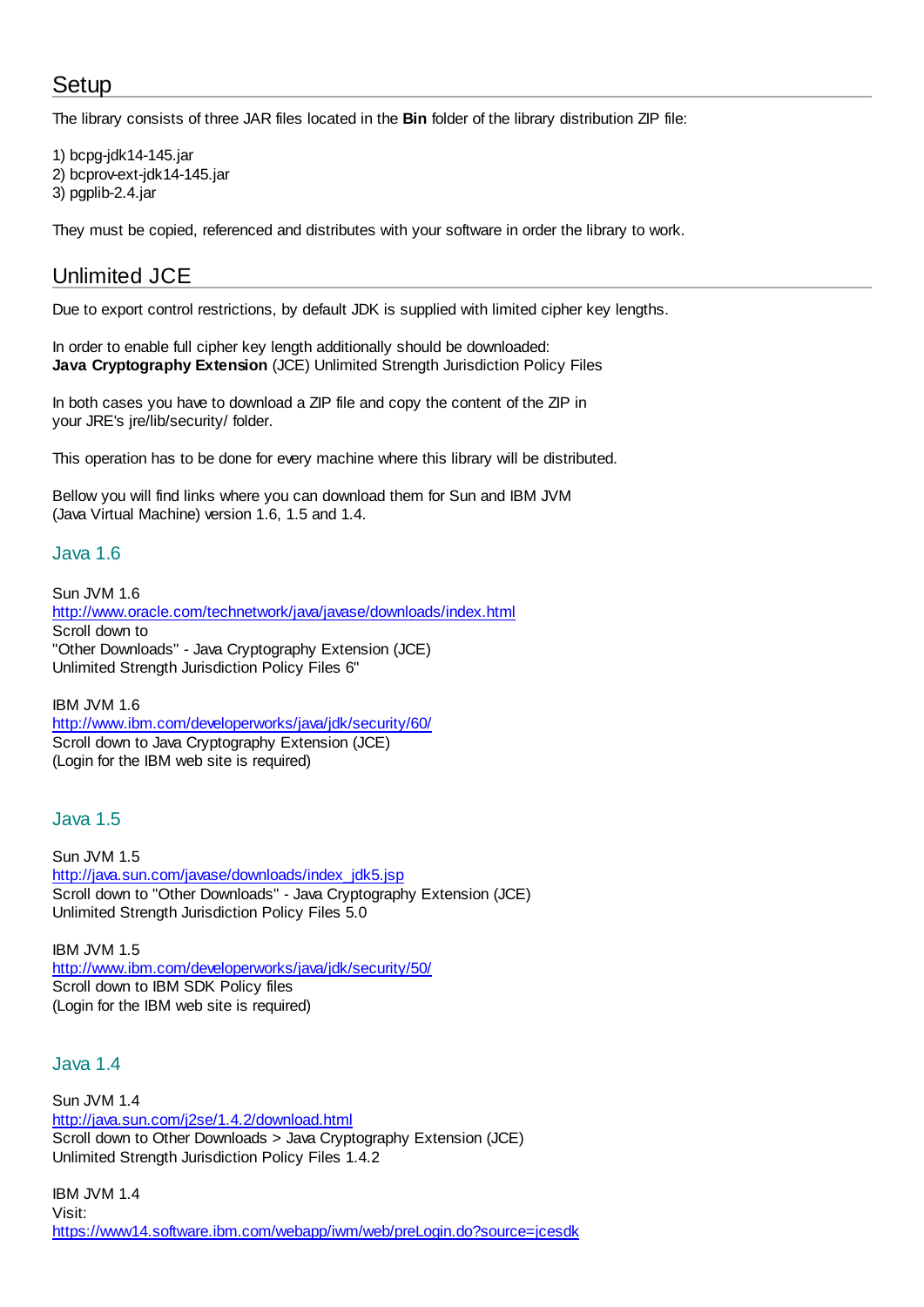## Setup

The library consists of three JAR files located in the **Bin** folder of the library distribution ZIP file:

1) bcpg-jdk14-145.jar
2) bcprov-ext-jdk14-145.jar
3) pgplib-2.4.jar

They must be copied, referenced and distributes with your software in order the library to work.

## Unlimited JCE

Due to export control restrictions, by default JDK is supplied with limited cipher key lengths.

In order to enable full cipher key length additionally should be downloaded:
**Java Cryptography Extension** (JCE) Unlimited Strength Jurisdiction Policy Files

In both cases you have to download a ZIP file and copy the content of the ZIP in your JRE's jre/lib/security/ folder.

This operation has to be done for every machine where this library will be distributed.

Bellow you will find links where you can download them for Sun and IBM JVM (Java Virtual Machine) version 1.6, 1.5 and 1.4.

### Java 1.6

Sun JVM 1.6
http://www.oracle.com/technetwork/java/javase/downloads/index.html
Scroll down to
"Other Downloads" - Java Cryptography Extension (JCE)
Unlimited Strength Jurisdiction Policy Files 6"

IBM JVM 1.6
http://www.ibm.com/developerworks/java/jdk/security/60/
Scroll down to Java Cryptography Extension (JCE)
(Login for the IBM web site is required)

### Java 1.5

Sun JVM 1.5
http://java.sun.com/javase/downloads/index_jdk5.jsp
Scroll down to "Other Downloads" - Java Cryptography Extension (JCE)
Unlimited Strength Jurisdiction Policy Files 5.0

IBM JVM 1.5
http://www.ibm.com/developerworks/java/jdk/security/50/
Scroll down to IBM SDK Policy files
(Login for the IBM web site is required)

### Java 1.4

Sun JVM 1.4
http://java.sun.com/j2se/1.4.2/download.html
Scroll down to Other Downloads > Java Cryptography Extension (JCE)
Unlimited Strength Jurisdiction Policy Files 1.4.2

IBM JVM 1.4
Visit:
https://www14.software.ibm.com/webapp/iwm/web/preLogin.do?source=jcesdk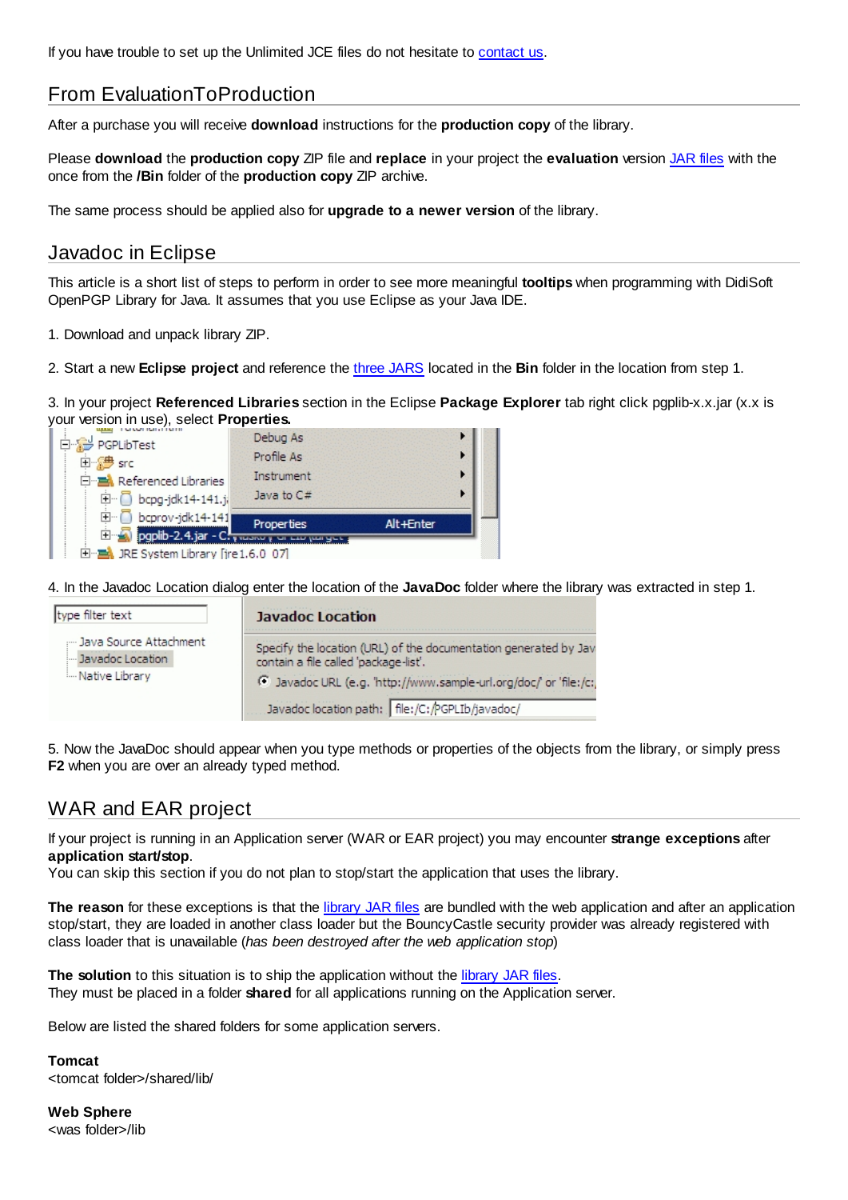If you have trouble to set up the Unlimited JCE files do not hesitate to contact us.

## From EvaluationToProduction

After a purchase you will receive **download** instructions for the **production copy** of the library.

Please **download** the **production copy** ZIP file and **replace** in your project the **evaluation** version JAR files with the once from the **/Bin** folder of the **production copy** ZIP archive.

The same process should be applied also for **upgrade to a newer version** of the library.

## Javadoc in Eclipse

This article is a short list of steps to perform in order to see more meaningful **tooltips** when programming with DidiSoft OpenPGP Library for Java. It assumes that you use Eclipse as your Java IDE.

1. Download and unpack library ZIP.

2. Start a new **Eclipse project** and reference the three JARS located in the **Bin** folder in the location from step 1.

3. In your project **Referenced Libraries** section in the Eclipse **Package Explorer** tab right click pgplib-x.x.jar (x.x is your version in use), select **Properties.**

4. In the Javadoc Location dialog enter the location of the **JavaDoc** folder where the library was extracted in step 1.

5. Now the JavaDoc should appear when you type methods or properties of the objects from the library, or simply press **F2** when you are over an already typed method.

## WAR and EAR project

If your project is running in an Application server (WAR or EAR project) you may encounter **strange exceptions** after **application start/stop**.
You can skip this section if you do not plan to stop/start the application that uses the library.

**The reason** for these exceptions is that the library JAR files are bundled with the web application and after an application stop/start, they are loaded in another class loader but the BouncyCastle security provider was already registered with class loader that is unavailable (*has been destroyed after the web application stop*)

**The solution** to this situation is to ship the application without the library JAR files.
They must be placed in a folder **shared** for all applications running on the Application server.

Below are listed the shared folders for some application servers.

**Tomcat**
<tomcat folder>/shared/lib/

**Web Sphere**
<was folder>/lib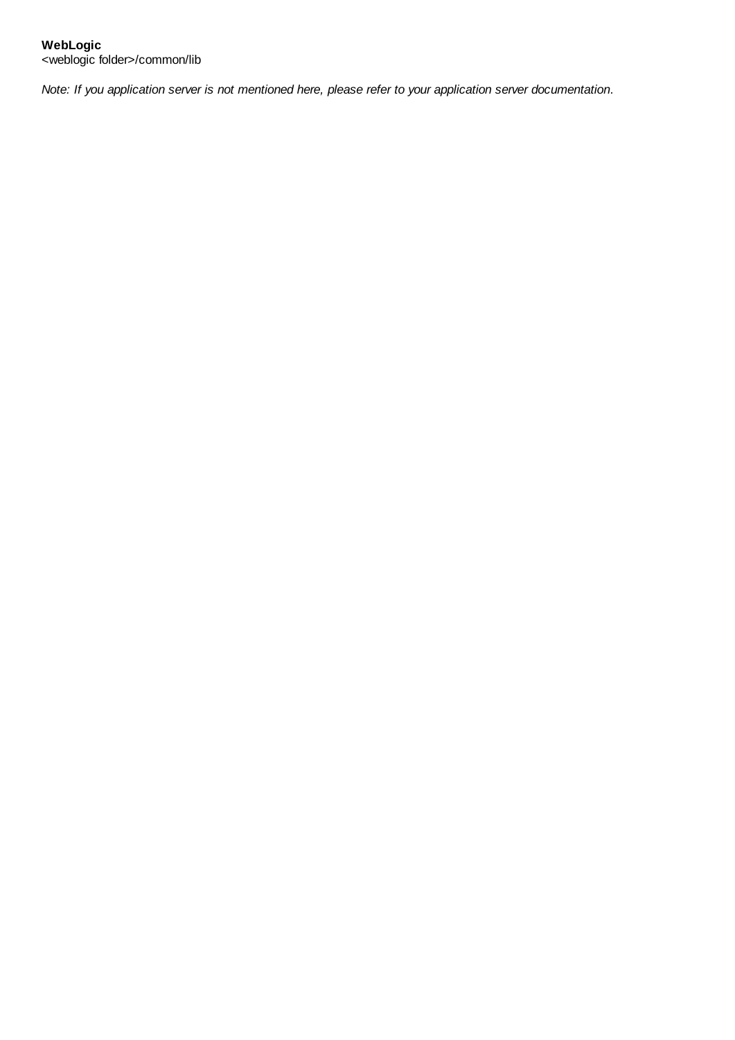**WebLogic**
<weblogic folder>/common/lib

*Note: If you application server is not mentioned here, please refer to your application server documentation.*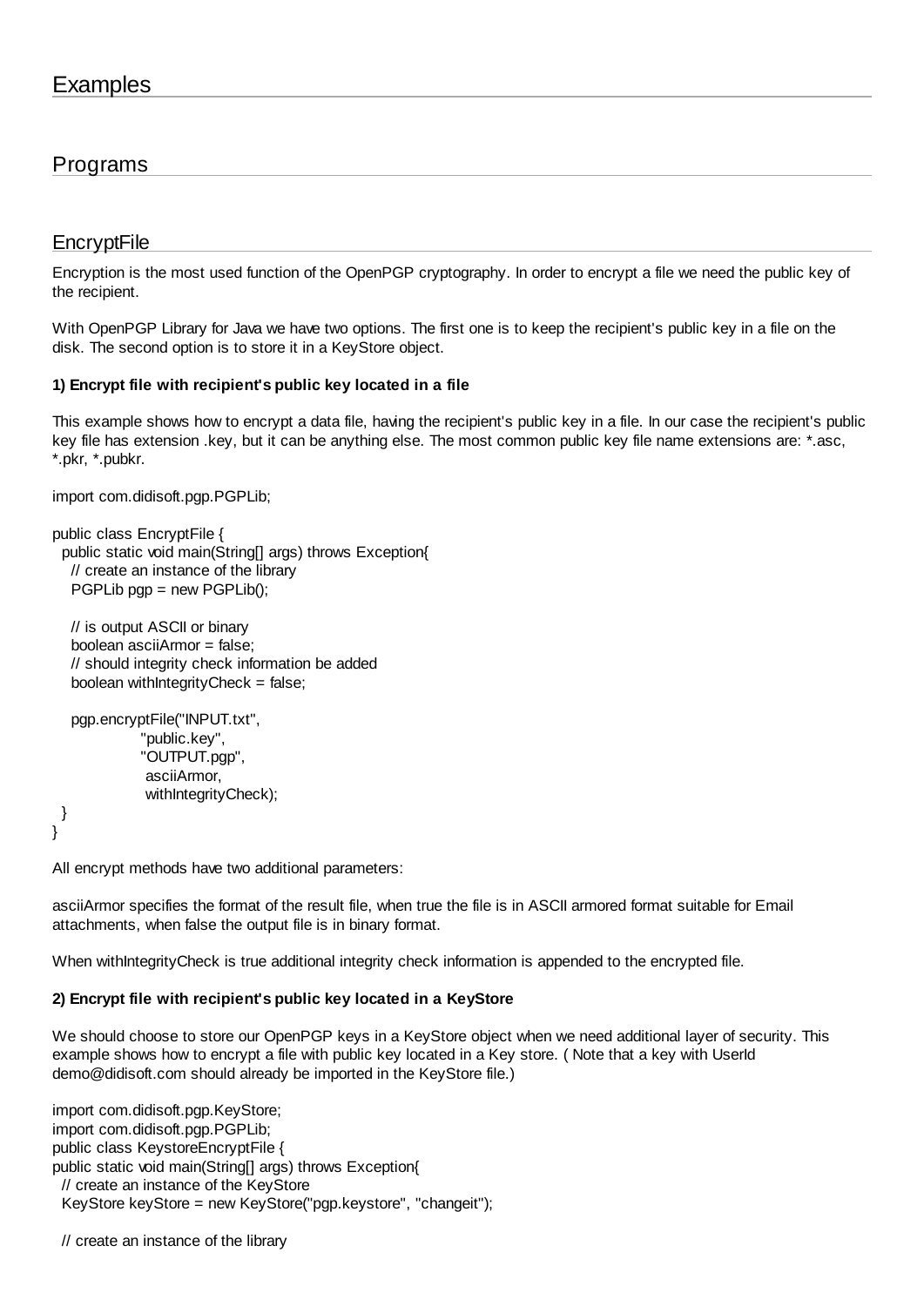# Examples

## Programs

### EncryptFile

Encryption is the most used function of the OpenPGP cryptography. In order to encrypt a file we need the public key of the recipient.

With OpenPGP Library for Java we have two options. The first one is to keep the recipient's public key in a file on the disk. The second option is to store it in a KeyStore object.

**1) Encrypt file with recipient's public key located in a file**

This example shows how to encrypt a data file, having the recipient's public key in a file. In our case the recipient's public key file has extension .key, but it can be anything else. The most common public key file name extensions are: *.asc, *.pkr, *.pubkr.

```
import com.didisoft.pgp.PGPLib;

public class EncryptFile {
  public static void main(String[] args) throws Exception{
    // create an instance of the library
    PGPLib pgp = new PGPLib();

    // is output ASCII or binary
    boolean asciiArmor = false;
    // should integrity check information be added
    boolean withIntegrityCheck = false;

    pgp.encryptFile("INPUT.txt",
                "public.key",
                "OUTPUT.pgp",
                 asciiArmor,
                 withIntegrityCheck);
  }
}
```

All encrypt methods have two additional parameters:

asciiArmor specifies the format of the result file, when true the file is in ASCII armored format suitable for Email attachments, when false the output file is in binary format.

When withIntegrityCheck is true additional integrity check information is appended to the encrypted file.

**2) Encrypt file with recipient's public key located in a KeyStore**

We should choose to store our OpenPGP keys in a KeyStore object when we need additional layer of security. This example shows how to encrypt a file with public key located in a Key store. ( Note that a key with UserId demo@didisoft.com should already be imported in the KeyStore file.)

```
import com.didisoft.pgp.KeyStore;
import com.didisoft.pgp.PGPLib;
public class KeystoreEncryptFile {
public static void main(String[] args) throws Exception{
  // create an instance of the KeyStore
  KeyStore keyStore = new KeyStore("pgp.keystore", "changeit");

  // create an instance of the library
```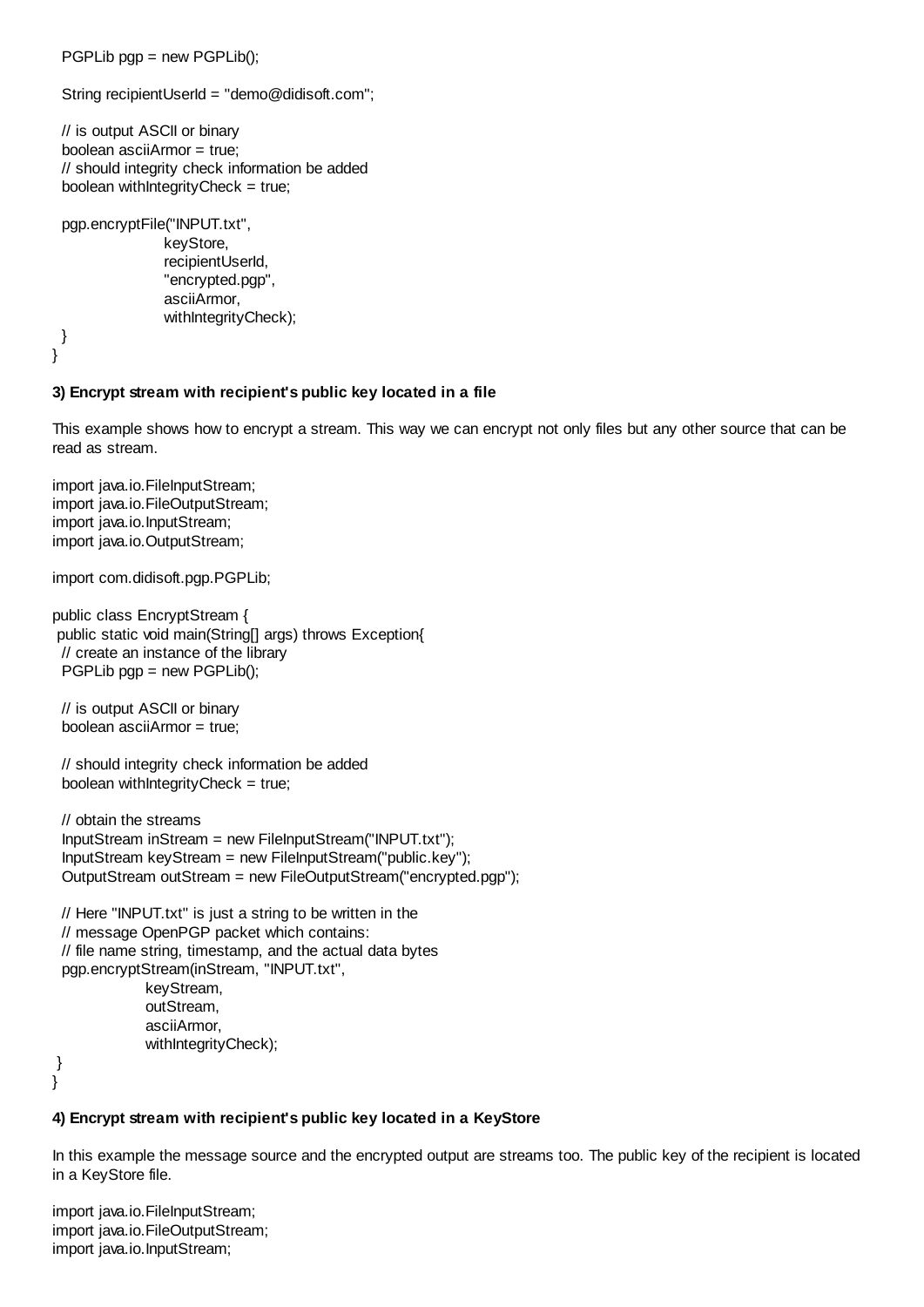```
  PGPLib pgp = new PGPLib();

  String recipientUserId = "demo@didisoft.com";

  // is output ASCII or binary
  boolean asciiArmor = true;
  // should integrity check information be added
  boolean withIntegrityCheck = true;

  pgp.encryptFile("INPUT.txt",
                  keyStore,
                  recipientUserId,
                  "encrypted.pgp",
                  asciiArmor,
                  withIntegrityCheck);
  }
}
```

**3) Encrypt stream with recipient's public key located in a file**

This example shows how to encrypt a stream. This way we can encrypt not only files but any other source that can be read as stream.

```
import java.io.FileInputStream;
import java.io.FileOutputStream;
import java.io.InputStream;
import java.io.OutputStream;

import com.didisoft.pgp.PGPLib;

public class EncryptStream {
 public static void main(String[] args) throws Exception{
  // create an instance of the library
  PGPLib pgp = new PGPLib();

  // is output ASCII or binary
  boolean asciiArmor = true;

  // should integrity check information be added
  boolean withIntegrityCheck = true;

  // obtain the streams
  InputStream inStream = new FileInputStream("INPUT.txt");
  InputStream keyStream = new FileInputStream("public.key");
  OutputStream outStream = new FileOutputStream("encrypted.pgp");

  // Here "INPUT.txt" is just a string to be written in the
  // message OpenPGP packet which contains:
  // file name string, timestamp, and the actual data bytes
  pgp.encryptStream(inStream, "INPUT.txt",
                keyStream,
                outStream,
                asciiArmor,
                withIntegrityCheck);
 }
}
```

**4) Encrypt stream with recipient's public key located in a KeyStore**

In this example the message source and the encrypted output are streams too. The public key of the recipient is located in a KeyStore file.

```
import java.io.FileInputStream;
import java.io.FileOutputStream;
import java.io.InputStream;
```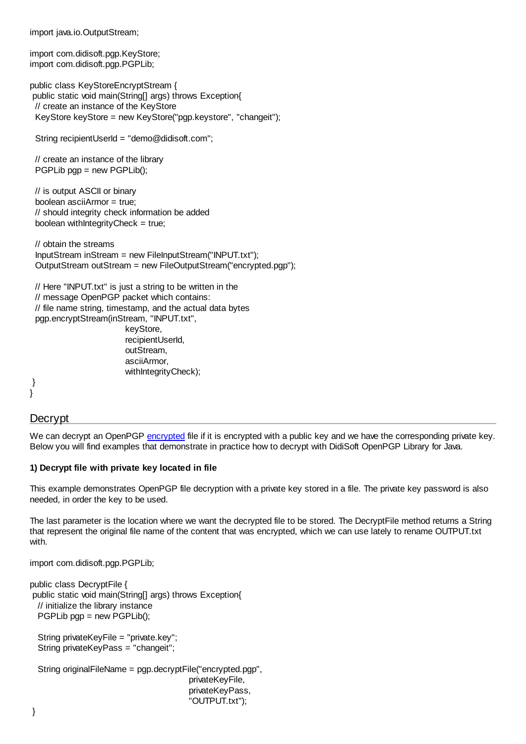```
import java.io.OutputStream;

import com.didisoft.pgp.KeyStore;
import com.didisoft.pgp.PGPLib;

public class KeyStoreEncryptStream {
 public static void main(String[] args) throws Exception{
  // create an instance of the KeyStore
  KeyStore keyStore = new KeyStore("pgp.keystore", "changeit");

  String recipientUserId = "demo@didisoft.com";

  // create an instance of the library
  PGPLib pgp = new PGPLib();

  // is output ASCII or binary
  boolean asciiArmor = true;
  // should integrity check information be added
  boolean withIntegrityCheck = true;

  // obtain the streams
  InputStream inStream = new FileInputStream("INPUT.txt");
  OutputStream outStream = new FileOutputStream("encrypted.pgp");

  // Here "INPUT.txt" is just a string to be written in the
  // message OpenPGP packet which contains:
  // file name string, timestamp, and the actual data bytes
  pgp.encryptStream(inStream, "INPUT.txt",
                    keyStore,
                    recipientUserId,
                    outStream,
                    asciiArmor,
                    withIntegrityCheck);
 }
}
```

## Decrypt

We can decrypt an OpenPGP encrypted file if it is encrypted with a public key and we have the corresponding private key. Below you will find examples that demonstrate in practice how to decrypt with DidiSoft OpenPGP Library for Java.

**1) Decrypt file with private key located in file**

This example demonstrates OpenPGP file decryption with a private key stored in a file. The private key password is also needed, in order the key to be used.

The last parameter is the location where we want the decrypted file to be stored. The DecryptFile method returns a String that represent the original file name of the content that was encrypted, which we can use lately to rename OUTPUT.txt with.

```
import com.didisoft.pgp.PGPLib;

public class DecryptFile {
 public static void main(String[] args) throws Exception{
   // initialize the library instance
   PGPLib pgp = new PGPLib();

   String privateKeyFile = "private.key";
   String privateKeyPass = "changeit";

   String originalFileName = pgp.decryptFile("encrypted.pgp",
                                  privateKeyFile,
                                  privateKeyPass,
                                  "OUTPUT.txt");
 }
```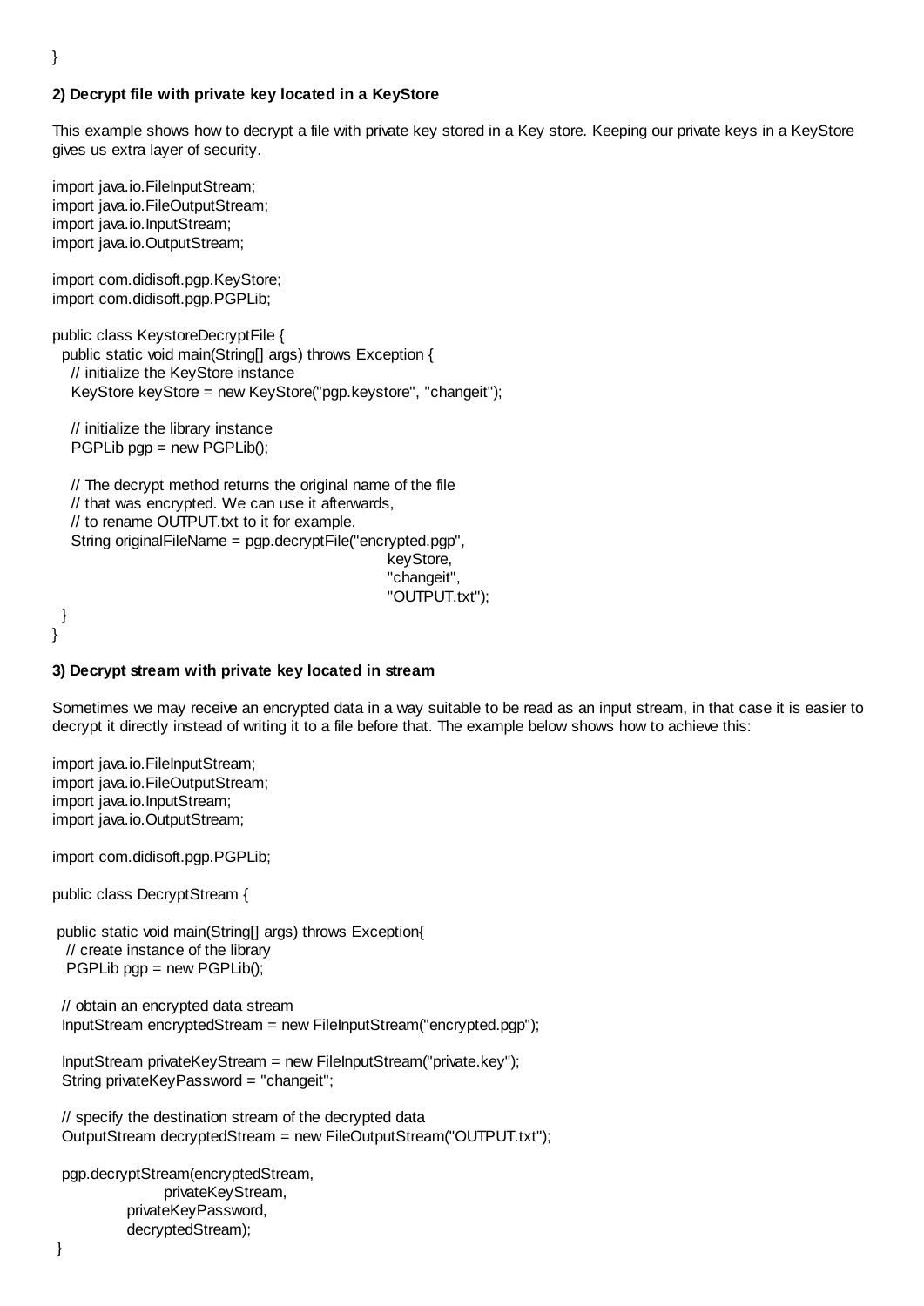```
}
```

**2) Decrypt file with private key located in a KeyStore**

This example shows how to decrypt a file with private key stored in a Key store. Keeping our private keys in a KeyStore gives us extra layer of security.

```
import java.io.FileInputStream;
import java.io.FileOutputStream;
import java.io.InputStream;
import java.io.OutputStream;

import com.didisoft.pgp.KeyStore;
import com.didisoft.pgp.PGPLib;

public class KeystoreDecryptFile {
  public static void main(String[] args) throws Exception {
    // initialize the KeyStore instance
    KeyStore keyStore = new KeyStore("pgp.keystore", "changeit");

    // initialize the library instance
    PGPLib pgp = new PGPLib();

    // The decrypt method returns the original name of the file
    // that was encrypted. We can use it afterwards,
    // to rename OUTPUT.txt to it for example.
    String originalFileName = pgp.decryptFile("encrypted.pgp",
                                              keyStore,
                                              "changeit",
                                              "OUTPUT.txt");
  }
}
```

**3) Decrypt stream with private key located in stream**

Sometimes we may receive an encrypted data in a way suitable to be read as an input stream, in that case it is easier to decrypt it directly instead of writing it to a file before that. The example below shows how to achieve this:

```
import java.io.FileInputStream;
import java.io.FileOutputStream;
import java.io.InputStream;
import java.io.OutputStream;

import com.didisoft.pgp.PGPLib;

public class DecryptStream {

 public static void main(String[] args) throws Exception{
   // create instance of the library
   PGPLib pgp = new PGPLib();

  // obtain an encrypted data stream
  InputStream encryptedStream = new FileInputStream("encrypted.pgp");

  InputStream privateKeyStream = new FileInputStream("private.key");
  String privateKeyPassword = "changeit";

  // specify the destination stream of the decrypted data
  OutputStream decryptedStream = new FileOutputStream("OUTPUT.txt");

  pgp.decryptStream(encryptedStream,
                    privateKeyStream,
              privateKeyPassword,
              decryptedStream);
 }
```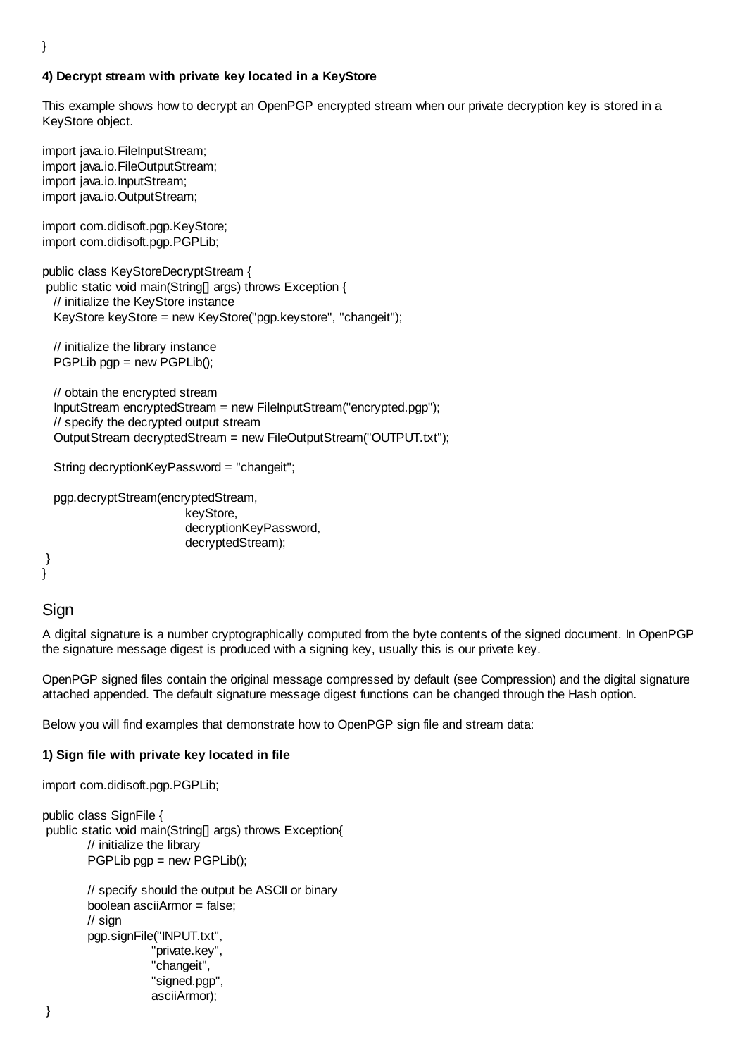```
}
```

**4) Decrypt stream with private key located in a KeyStore**

This example shows how to decrypt an OpenPGP encrypted stream when our private decryption key is stored in a KeyStore object.

```
import java.io.FileInputStream;
import java.io.FileOutputStream;
import java.io.InputStream;
import java.io.OutputStream;

import com.didisoft.pgp.KeyStore;
import com.didisoft.pgp.PGPLib;

public class KeyStoreDecryptStream {
 public static void main(String[] args) throws Exception {
   // initialize the KeyStore instance
   KeyStore keyStore = new KeyStore("pgp.keystore", "changeit");

   // initialize the library instance
   PGPLib pgp = new PGPLib();

   // obtain the encrypted stream
   InputStream encryptedStream = new FileInputStream("encrypted.pgp");
   // specify the decrypted output stream
   OutputStream decryptedStream = new FileOutputStream("OUTPUT.txt");

   String decryptionKeyPassword = "changeit";

   pgp.decryptStream(encryptedStream,
                              keyStore,
                              decryptionKeyPassword,
                              decryptedStream);
 }
}
```

## Sign

A digital signature is a number cryptographically computed from the byte contents of the signed document. In OpenPGP the signature message digest is produced with a signing key, usually this is our private key.

OpenPGP signed files contain the original message compressed by default (see Compression) and the digital signature attached appended. The default signature message digest functions can be changed through the Hash option.

Below you will find examples that demonstrate how to OpenPGP sign file and stream data:

**1) Sign file with private key located in file**

```
import com.didisoft.pgp.PGPLib;

public class SignFile {
 public static void main(String[] args) throws Exception{
         // initialize the library
         PGPLib pgp = new PGPLib();

         // specify should the output be ASCII or binary
         boolean asciiArmor = false;
         // sign
         pgp.signFile("INPUT.txt",
                      "private.key",
                      "changeit",
                      "signed.pgp",
                      asciiArmor);
 }
```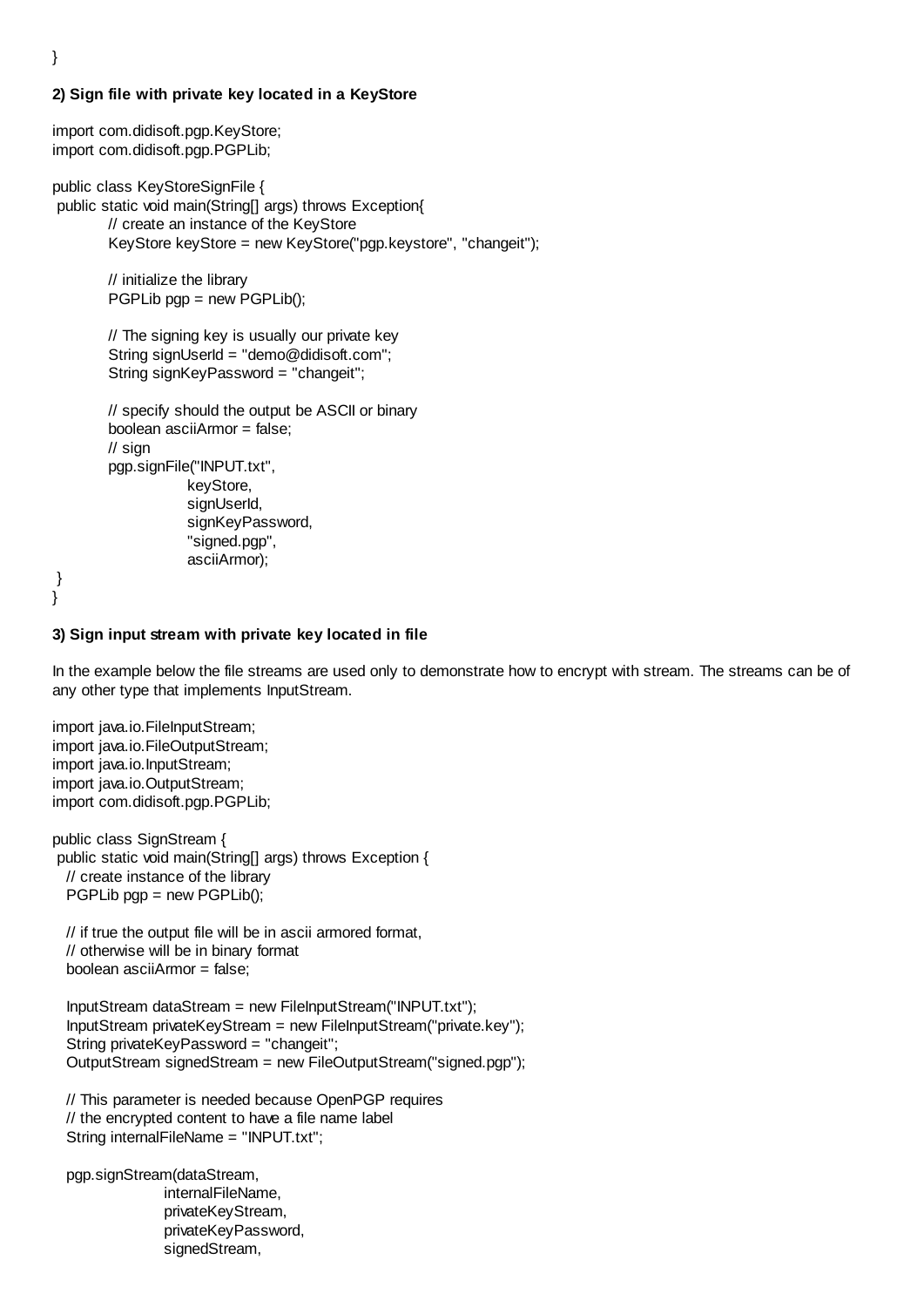```
}
```

**2) Sign file with private key located in a KeyStore**

```
import com.didisoft.pgp.KeyStore;
import com.didisoft.pgp.PGPLib;

public class KeyStoreSignFile {
 public static void main(String[] args) throws Exception{
        // create an instance of the KeyStore
        KeyStore keyStore = new KeyStore("pgp.keystore", "changeit");

        // initialize the library
        PGPLib pgp = new PGPLib();

        // The signing key is usually our private key
        String signUserId = "demo@didisoft.com";
        String signKeyPassword = "changeit";

        // specify should the output be ASCII or binary
        boolean asciiArmor = false;
        // sign
        pgp.signFile("INPUT.txt",
                     keyStore,
                     signUserId,
                     signKeyPassword,
                     "signed.pgp",
                     asciiArmor);
 }
}
```

**3) Sign input stream with private key located in file**

In the example below the file streams are used only to demonstrate how to encrypt with stream. The streams can be of any other type that implements InputStream.

```
import java.io.FileInputStream;
import java.io.FileOutputStream;
import java.io.InputStream;
import java.io.OutputStream;
import com.didisoft.pgp.PGPLib;

public class SignStream {
 public static void main(String[] args) throws Exception {
   // create instance of the library
   PGPLib pgp = new PGPLib();

   // if true the output file will be in ascii armored format,
   // otherwise will be in binary format
   boolean asciiArmor = false;

   InputStream dataStream = new FileInputStream("INPUT.txt");
   InputStream privateKeyStream = new FileInputStream("private.key");
   String privateKeyPassword = "changeit";
   OutputStream signedStream = new FileOutputStream("signed.pgp");

   // This parameter is needed because OpenPGP requires
   // the encrypted content to have a file name label
   String internalFileName = "INPUT.txt";

   pgp.signStream(dataStream,
                  internalFileName,
                  privateKeyStream,
                  privateKeyPassword,
                  signedStream,
```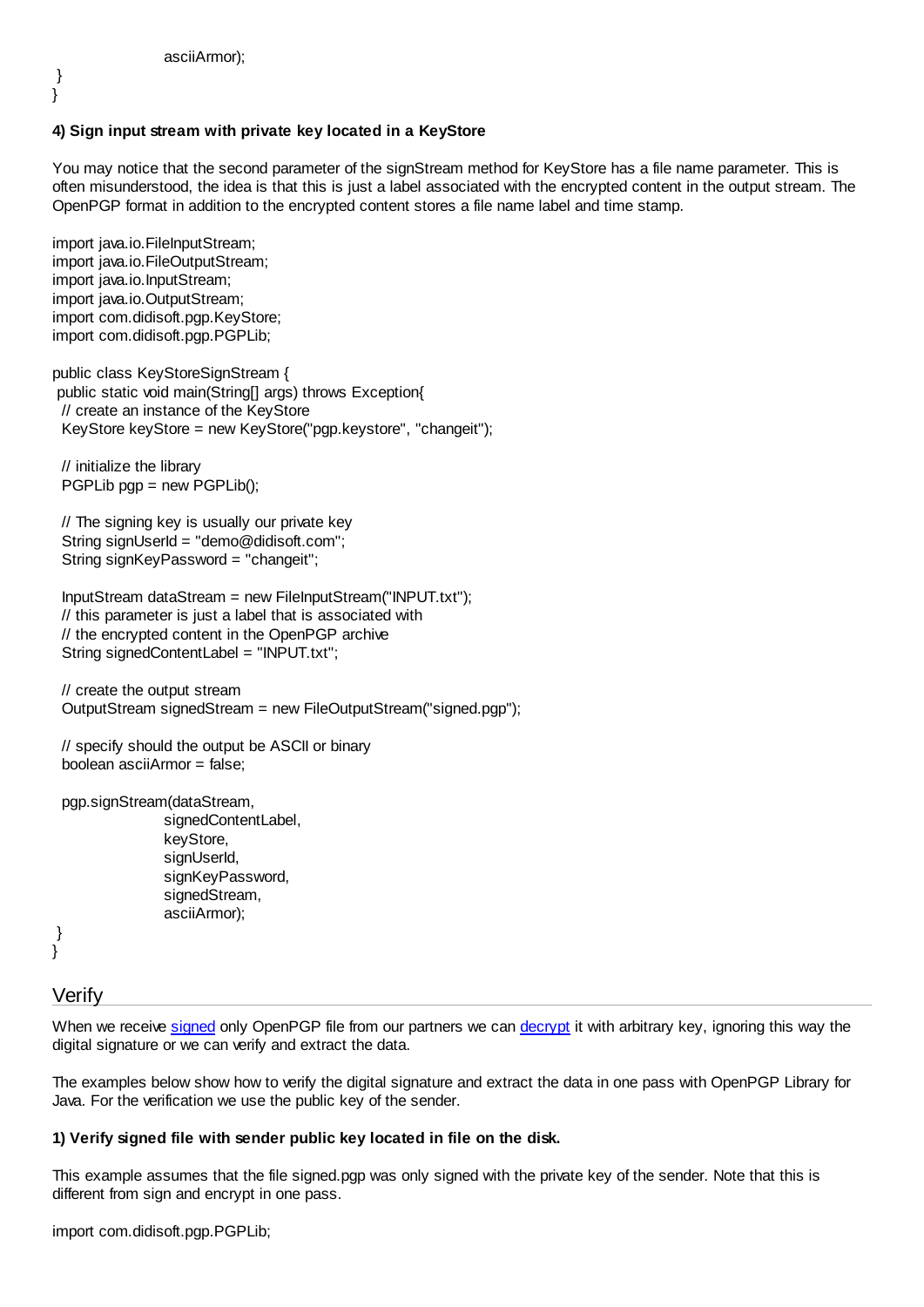```
                    asciiArmor);
 }
}
```

**4) Sign input stream with private key located in a KeyStore**

You may notice that the second parameter of the signStream method for KeyStore has a file name parameter. This is often misunderstood, the idea is that this is just a label associated with the encrypted content in the output stream. The OpenPGP format in addition to the encrypted content stores a file name label and time stamp.

```
import java.io.FileInputStream;
import java.io.FileOutputStream;
import java.io.InputStream;
import java.io.OutputStream;
import com.didisoft.pgp.KeyStore;
import com.didisoft.pgp.PGPLib;

public class KeyStoreSignStream {
 public static void main(String[] args) throws Exception{
  // create an instance of the KeyStore
  KeyStore keyStore = new KeyStore("pgp.keystore", "changeit");

  // initialize the library
  PGPLib pgp = new PGPLib();

  // The signing key is usually our private key
  String signUserId = "demo@didisoft.com";
  String signKeyPassword = "changeit";

  InputStream dataStream = new FileInputStream("INPUT.txt");
  // this parameter is just a label that is associated with
  // the encrypted content in the OpenPGP archive
  String signedContentLabel = "INPUT.txt";

  // create the output stream
  OutputStream signedStream = new FileOutputStream("signed.pgp");

  // specify should the output be ASCII or binary
  boolean asciiArmor = false;

  pgp.signStream(dataStream,
                    signedContentLabel,
                    keyStore,
                    signUserId,
                    signKeyPassword,
                    signedStream,
                    asciiArmor);
 }
}
```

## Verify

When we receive signed only OpenPGP file from our partners we can decrypt it with arbitrary key, ignoring this way the digital signature or we can verify and extract the data.

The examples below show how to verify the digital signature and extract the data in one pass with OpenPGP Library for Java. For the verification we use the public key of the sender.

**1) Verify signed file with sender public key located in file on the disk.**

This example assumes that the file signed.pgp was only signed with the private key of the sender. Note that this is different from sign and encrypt in one pass.

```
import com.didisoft.pgp.PGPLib;
```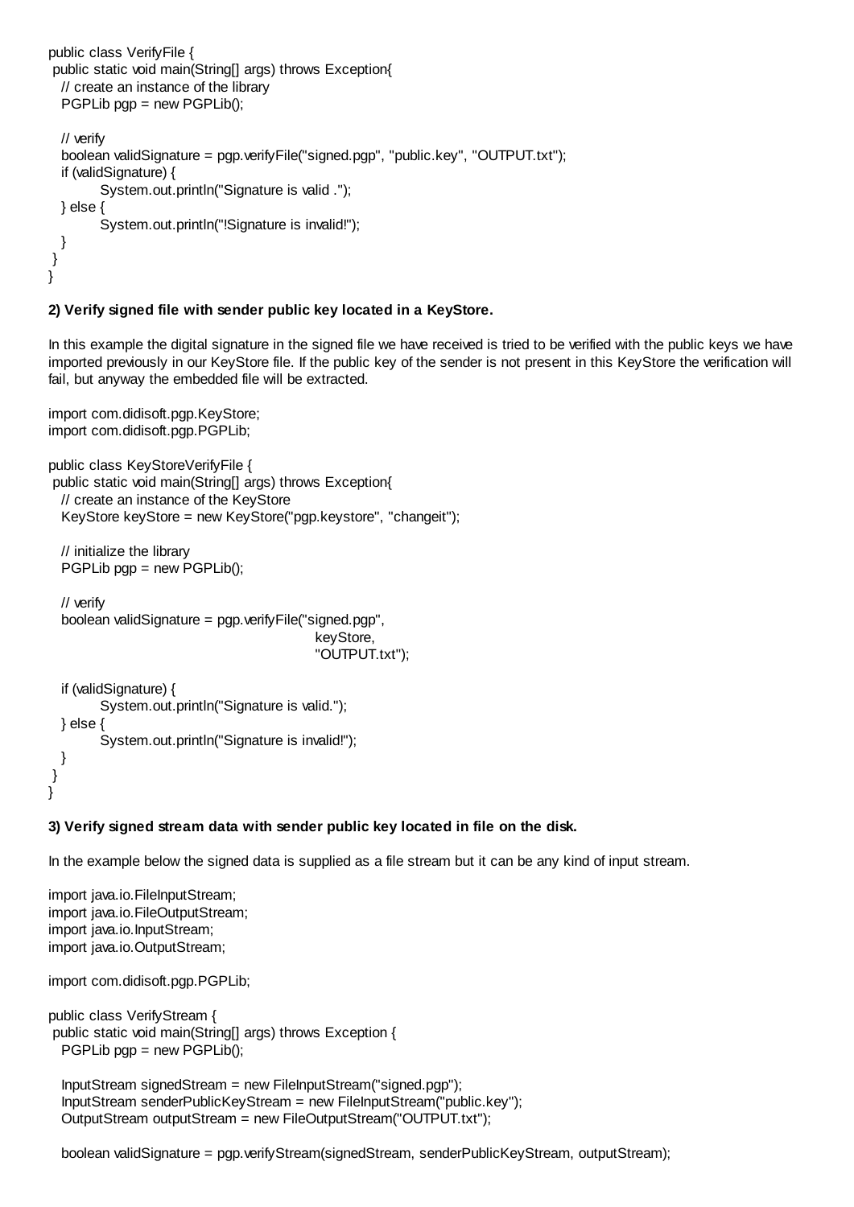```
public class VerifyFile {
 public static void main(String[] args) throws Exception{
   // create an instance of the library
   PGPLib pgp = new PGPLib();

   // verify
   boolean validSignature = pgp.verifyFile("signed.pgp", "public.key", "OUTPUT.txt");
   if (validSignature) {
          System.out.println("Signature is valid .");
   } else {
          System.out.println("!Signature is invalid!");
   }
 }
}
```

**2) Verify signed file with sender public key located in a KeyStore.**

In this example the digital signature in the signed file we have received is tried to be verified with the public keys we have imported previously in our KeyStore file. If the public key of the sender is not present in this KeyStore the verification will fail, but anyway the embedded file will be extracted.

```
import com.didisoft.pgp.KeyStore;
import com.didisoft.pgp.PGPLib;

public class KeyStoreVerifyFile {
 public static void main(String[] args) throws Exception{
   // create an instance of the KeyStore
   KeyStore keyStore = new KeyStore("pgp.keystore", "changeit");

   // initialize the library
   PGPLib pgp = new PGPLib();

   // verify
   boolean validSignature = pgp.verifyFile("signed.pgp",
                                              keyStore,
                                              "OUTPUT.txt");

   if (validSignature) {
          System.out.println("Signature is valid.");
   } else {
          System.out.println("Signature is invalid!");
   }
 }
}
```

**3) Verify signed stream data with sender public key located in file on the disk.**

In the example below the signed data is supplied as a file stream but it can be any kind of input stream.

```
import java.io.FileInputStream;
import java.io.FileOutputStream;
import java.io.InputStream;
import java.io.OutputStream;

import com.didisoft.pgp.PGPLib;

public class VerifyStream {
 public static void main(String[] args) throws Exception {
   PGPLib pgp = new PGPLib();

   InputStream signedStream = new FileInputStream("signed.pgp");
   InputStream senderPublicKeyStream = new FileInputStream("public.key");
   OutputStream outputStream = new FileOutputStream("OUTPUT.txt");

   boolean validSignature = pgp.verifyStream(signedStream, senderPublicKeyStream, outputStream);
```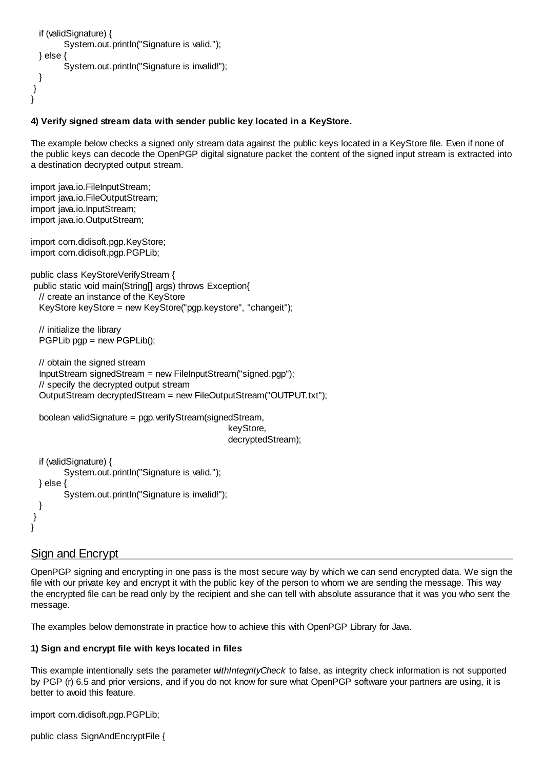```
    if (validSignature) {
        System.out.println("Signature is valid.");
    } else {
        System.out.println("Signature is invalid!");
    }
  }
}
```

**4) Verify signed stream data with sender public key located in a KeyStore.**

The example below checks a signed only stream data against the public keys located in a KeyStore file. Even if none of the public keys can decode the OpenPGP digital signature packet the content of the signed input stream is extracted into a destination decrypted output stream.

```
import java.io.FileInputStream;
import java.io.FileOutputStream;
import java.io.InputStream;
import java.io.OutputStream;

import com.didisoft.pgp.KeyStore;
import com.didisoft.pgp.PGPLib;

public class KeyStoreVerifyStream {
  public static void main(String[] args) throws Exception{
    // create an instance of the KeyStore
    KeyStore keyStore = new KeyStore("pgp.keystore", "changeit");

    // initialize the library
    PGPLib pgp = new PGPLib();

    // obtain the signed stream
    InputStream signedStream = new FileInputStream("signed.pgp");
    // specify the decrypted output stream
    OutputStream decryptedStream = new FileOutputStream("OUTPUT.txt");

    boolean validSignature = pgp.verifyStream(signedStream,
                                              keyStore,
                                              decryptedStream);

    if (validSignature) {
        System.out.println("Signature is valid.");
    } else {
        System.out.println("Signature is invalid!");
    }
  }
}
```

## Sign and Encrypt

OpenPGP signing and encrypting in one pass is the most secure way by which we can send encrypted data. We sign the file with our private key and encrypt it with the public key of the person to whom we are sending the message. This way the encrypted file can be read only by the recipient and she can tell with absolute assurance that it was you who sent the message.

The examples below demonstrate in practice how to achieve this with OpenPGP Library for Java.

**1) Sign and encrypt file with keys located in files**

This example intentionally sets the parameter *withIntegrityCheck* to false, as integrity check information is not supported by PGP (r) 6.5 and prior versions, and if you do not know for sure what OpenPGP software your partners are using, it is better to avoid this feature.

```
import com.didisoft.pgp.PGPLib;

public class SignAndEncryptFile {
```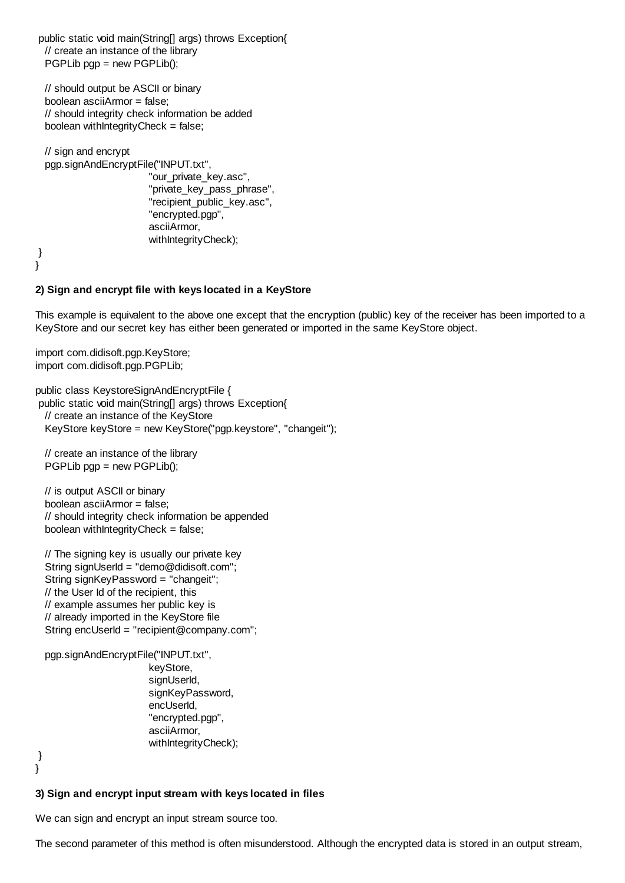```
 public static void main(String[] args) throws Exception{
   // create an instance of the library
   PGPLib pgp = new PGPLib();

   // should output be ASCII or binary
   boolean asciiArmor = false;
   // should integrity check information be added
   boolean withIntegrityCheck = false;

   // sign and encrypt
   pgp.signAndEncryptFile("INPUT.txt",
                          "our_private_key.asc",
                          "private_key_pass_phrase",
                          "recipient_public_key.asc",
                          "encrypted.pgp",
                          asciiArmor,
                          withIntegrityCheck);
 }
}
```

**2) Sign and encrypt file with keys located in a KeyStore**

This example is equivalent to the above one except that the encryption (public) key of the receiver has been imported to a KeyStore and our secret key has either been generated or imported in the same KeyStore object.

```
import com.didisoft.pgp.KeyStore;
import com.didisoft.pgp.PGPLib;

public class KeystoreSignAndEncryptFile {
 public static void main(String[] args) throws Exception{
   // create an instance of the KeyStore
   KeyStore keyStore = new KeyStore("pgp.keystore", "changeit");

   // create an instance of the library
   PGPLib pgp = new PGPLib();

   // is output ASCII or binary
   boolean asciiArmor = false;
   // should integrity check information be appended
   boolean withIntegrityCheck = false;

   // The signing key is usually our private key
   String signUserId = "demo@didisoft.com";
   String signKeyPassword = "changeit";
   // the User Id of the recipient, this
   // example assumes her public key is
   // already imported in the KeyStore file
   String encUserId = "recipient@company.com";

   pgp.signAndEncryptFile("INPUT.txt",
                          keyStore,
                          signUserId,
                          signKeyPassword,
                          encUserId,
                          "encrypted.pgp",
                          asciiArmor,
                          withIntegrityCheck);
 }
}
```

**3) Sign and encrypt input stream with keys located in files**

We can sign and encrypt an input stream source too.

The second parameter of this method is often misunderstood. Although the encrypted data is stored in an output stream,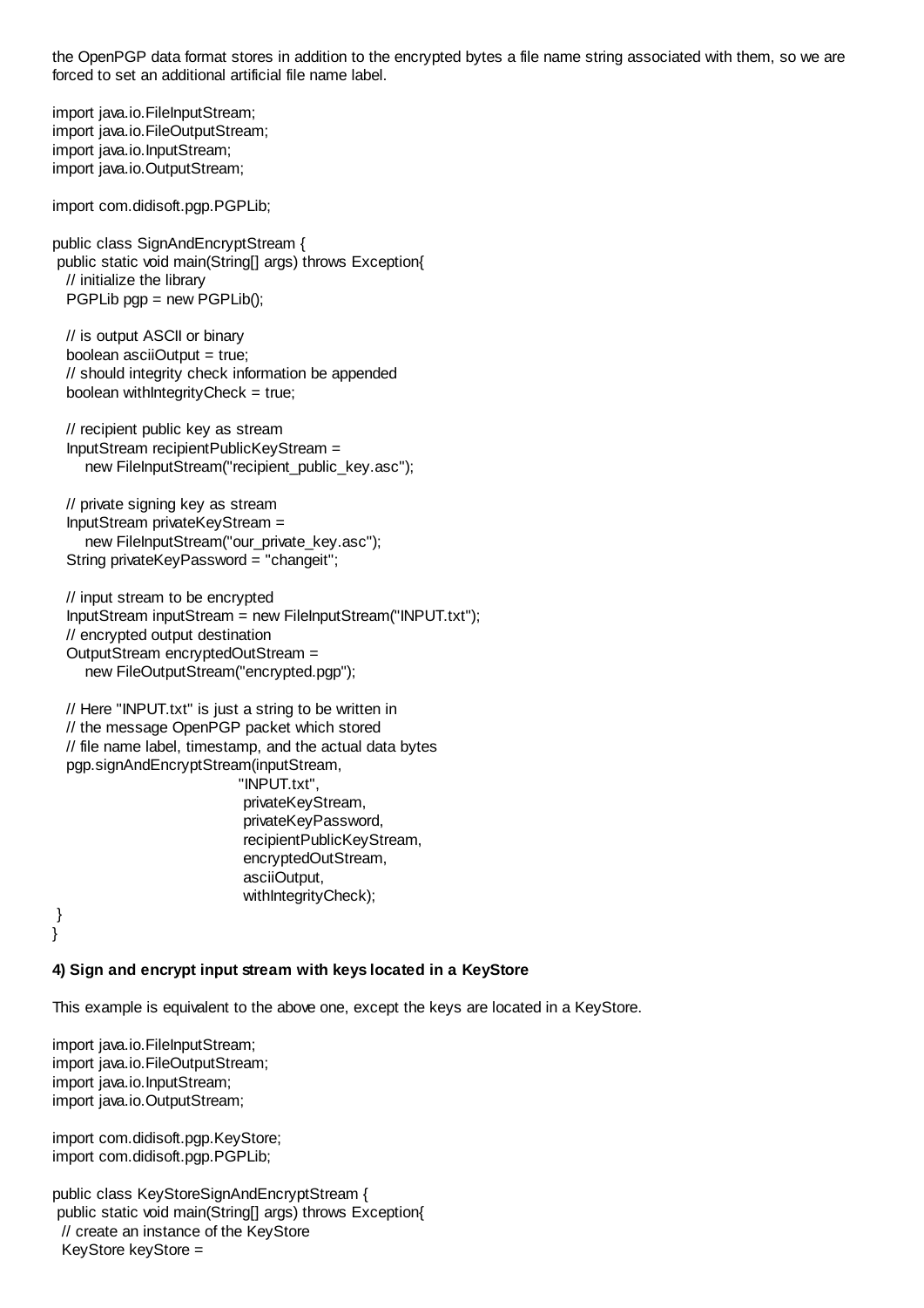the OpenPGP data format stores in addition to the encrypted bytes a file name string associated with them, so we are forced to set an additional artificial file name label.

```
import java.io.FileInputStream;
import java.io.FileOutputStream;
import java.io.InputStream;
import java.io.OutputStream;

import com.didisoft.pgp.PGPLib;

public class SignAndEncryptStream {
 public static void main(String[] args) throws Exception{
   // initialize the library
   PGPLib pgp = new PGPLib();

   // is output ASCII or binary
   boolean asciiOutput = true;
   // should integrity check information be appended
   boolean withIntegrityCheck = true;

   // recipient public key as stream
   InputStream recipientPublicKeyStream =
       new FileInputStream("recipient_public_key.asc");

   // private signing key as stream
   InputStream privateKeyStream =
       new FileInputStream("our_private_key.asc");
   String privateKeyPassword = "changeit";

   // input stream to be encrypted
   InputStream inputStream = new FileInputStream("INPUT.txt");
   // encrypted output destination
   OutputStream encryptedOutStream =
       new FileOutputStream("encrypted.pgp");

   // Here "INPUT.txt" is just a string to be written in
   // the message OpenPGP packet which stored
   // file name label, timestamp, and the actual data bytes
   pgp.signAndEncryptStream(inputStream,
                                    "INPUT.txt",
                                    privateKeyStream,
                                    privateKeyPassword,
                                    recipientPublicKeyStream,
                                    encryptedOutStream,
                                    asciiOutput,
                                    withIntegrityCheck);
 }
}
```

**4) Sign and encrypt input stream with keys located in a KeyStore**

This example is equivalent to the above one, except the keys are located in a KeyStore.

```
import java.io.FileInputStream;
import java.io.FileOutputStream;
import java.io.InputStream;
import java.io.OutputStream;

import com.didisoft.pgp.KeyStore;
import com.didisoft.pgp.PGPLib;

public class KeyStoreSignAndEncryptStream {
 public static void main(String[] args) throws Exception{
  // create an instance of the KeyStore
  KeyStore keyStore =
```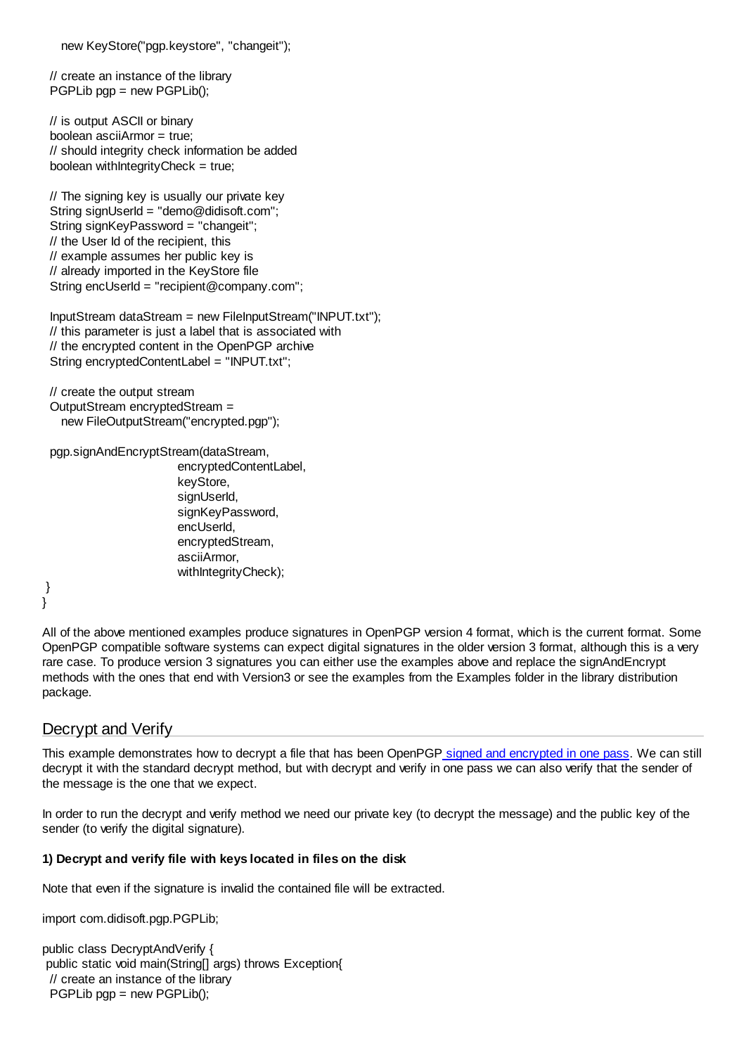```
    new KeyStore("pgp.keystore", "changeit");

  // create an instance of the library
  PGPLib pgp = new PGPLib();

  // is output ASCII or binary
  boolean asciiArmor = true;
  // should integrity check information be added
  boolean withIntegrityCheck = true;

  // The signing key is usually our private key
  String signUserId = "demo@didisoft.com";
  String signKeyPassword = "changeit";
  // the User Id of the recipient, this
  // example assumes her public key is
  // already imported in the KeyStore file
  String encUserId = "recipient@company.com";

  InputStream dataStream = new FileInputStream("INPUT.txt");
  // this parameter is just a label that is associated with
  // the encrypted content in the OpenPGP archive
  String encryptedContentLabel = "INPUT.txt";

  // create the output stream
  OutputStream encryptedStream =
    new FileOutputStream("encrypted.pgp");

  pgp.signAndEncryptStream(dataStream,
                           encryptedContentLabel,
                           keyStore,
                           signUserId,
                           signKeyPassword,
                           encUserId,
                           encryptedStream,
                           asciiArmor,
                           withIntegrityCheck);
 }
}
```

All of the above mentioned examples produce signatures in OpenPGP version 4 format, which is the current format. Some OpenPGP compatible software systems can expect digital signatures in the older version 3 format, although this is a very rare case. To produce version 3 signatures you can either use the examples above and replace the signAndEncrypt methods with the ones that end with Version3 or see the examples from the Examples folder in the library distribution package.

## Decrypt and Verify

This example demonstrates how to decrypt a file that has been OpenPGP signed and encrypted in one pass. We can still decrypt it with the standard decrypt method, but with decrypt and verify in one pass we can also verify that the sender of the message is the one that we expect.

In order to run the decrypt and verify method we need our private key (to decrypt the message) and the public key of the sender (to verify the digital signature).

**1) Decrypt and verify file with keys located in files on the disk**

Note that even if the signature is invalid the contained file will be extracted.

```
import com.didisoft.pgp.PGPLib;

public class DecryptAndVerify {
 public static void main(String[] args) throws Exception{
  // create an instance of the library
  PGPLib pgp = new PGPLib();
```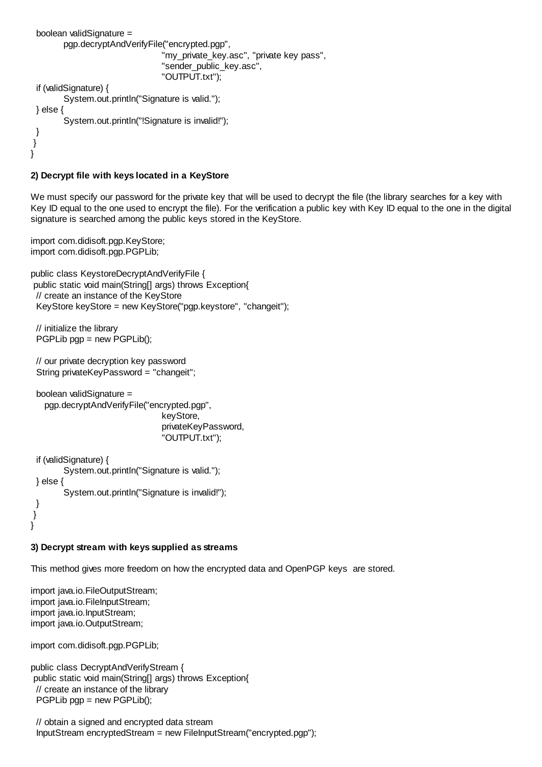```
  boolean validSignature =
          pgp.decryptAndVerifyFile("encrypted.pgp",
                                       "my_private_key.asc", "private key pass",
                                       "sender_public_key.asc",
                                       "OUTPUT.txt");
  if (validSignature) {
          System.out.println("Signature is valid.");
  } else {
          System.out.println("!Signature is invalid!");
  }
 }
}
```

**2) Decrypt file with keys located in a KeyStore**

We must specify our password for the private key that will be used to decrypt the file (the library searches for a key with Key ID equal to the one used to encrypt the file). For the verification a public key with Key ID equal to the one in the digital signature is searched among the public keys stored in the KeyStore.

```
import com.didisoft.pgp.KeyStore;
import com.didisoft.pgp.PGPLib;

public class KeystoreDecryptAndVerifyFile {
 public static void main(String[] args) throws Exception{
  // create an instance of the KeyStore
  KeyStore keyStore = new KeyStore("pgp.keystore", "changeit");

  // initialize the library
  PGPLib pgp = new PGPLib();

  // our private decryption key password
  String privateKeyPassword = "changeit";

  boolean validSignature =
     pgp.decryptAndVerifyFile("encrypted.pgp",
                                       keyStore,
                                       privateKeyPassword,
                                       "OUTPUT.txt");

  if (validSignature) {
          System.out.println("Signature is valid.");
  } else {
          System.out.println("Signature is invalid!");
  }
 }
}
```

**3) Decrypt stream with keys supplied as streams**

This method gives more freedom on how the encrypted data and OpenPGP keys are stored.

```
import java.io.FileOutputStream;
import java.io.FileInputStream;
import java.io.InputStream;
import java.io.OutputStream;

import com.didisoft.pgp.PGPLib;

public class DecryptAndVerifyStream {
 public static void main(String[] args) throws Exception{
  // create an instance of the library
  PGPLib pgp = new PGPLib();

  // obtain a signed and encrypted data stream
  InputStream encryptedStream = new FileInputStream("encrypted.pgp");
```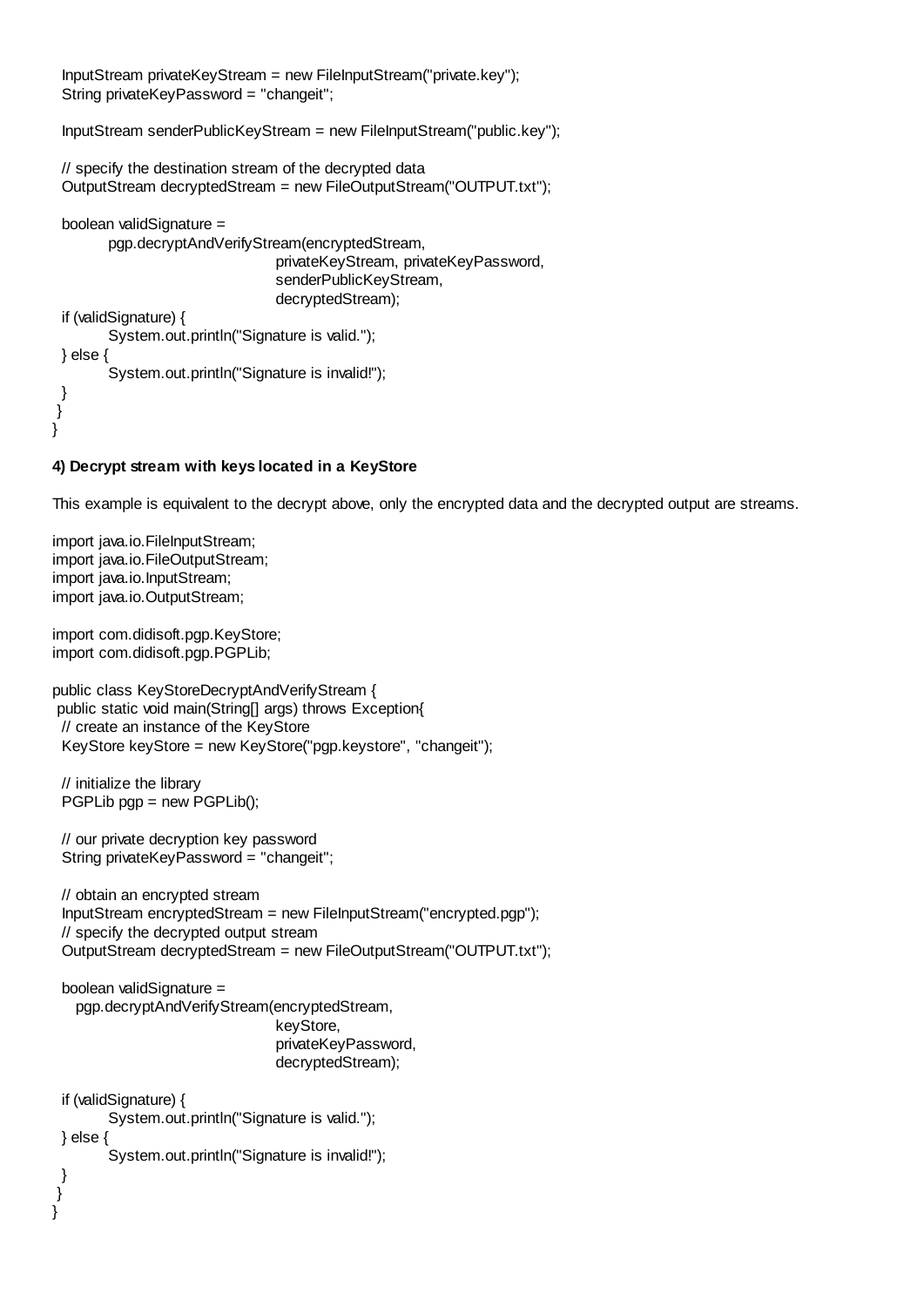```
  InputStream privateKeyStream = new FileInputStream("private.key");
  String privateKeyPassword = "changeit";

  InputStream senderPublicKeyStream = new FileInputStream("public.key");

  // specify the destination stream of the decrypted data
  OutputStream decryptedStream = new FileOutputStream("OUTPUT.txt");

  boolean validSignature =
          pgp.decryptAndVerifyStream(encryptedStream,
                                     privateKeyStream, privateKeyPassword,
                                     senderPublicKeyStream,
                                     decryptedStream);
  if (validSignature) {
          System.out.println("Signature is valid.");
  } else {
          System.out.println("Signature is invalid!");
  }
 }
}
```

**4) Decrypt stream with keys located in a KeyStore**

This example is equivalent to the decrypt above, only the encrypted data and the decrypted output are streams.

```
import java.io.FileInputStream;
import java.io.FileOutputStream;
import java.io.InputStream;
import java.io.OutputStream;

import com.didisoft.pgp.KeyStore;
import com.didisoft.pgp.PGPLib;

public class KeyStoreDecryptAndVerifyStream {
 public static void main(String[] args) throws Exception{
  // create an instance of the KeyStore
  KeyStore keyStore = new KeyStore("pgp.keystore", "changeit");

  // initialize the library
  PGPLib pgp = new PGPLib();

  // our private decryption key password
  String privateKeyPassword = "changeit";

  // obtain an encrypted stream
  InputStream encryptedStream = new FileInputStream("encrypted.pgp");
  // specify the decrypted output stream
  OutputStream decryptedStream = new FileOutputStream("OUTPUT.txt");

  boolean validSignature =
     pgp.decryptAndVerifyStream(encryptedStream,
                                     keyStore,
                                     privateKeyPassword,
                                     decryptedStream);

  if (validSignature) {
          System.out.println("Signature is valid.");
  } else {
          System.out.println("Signature is invalid!");
  }
 }
}
```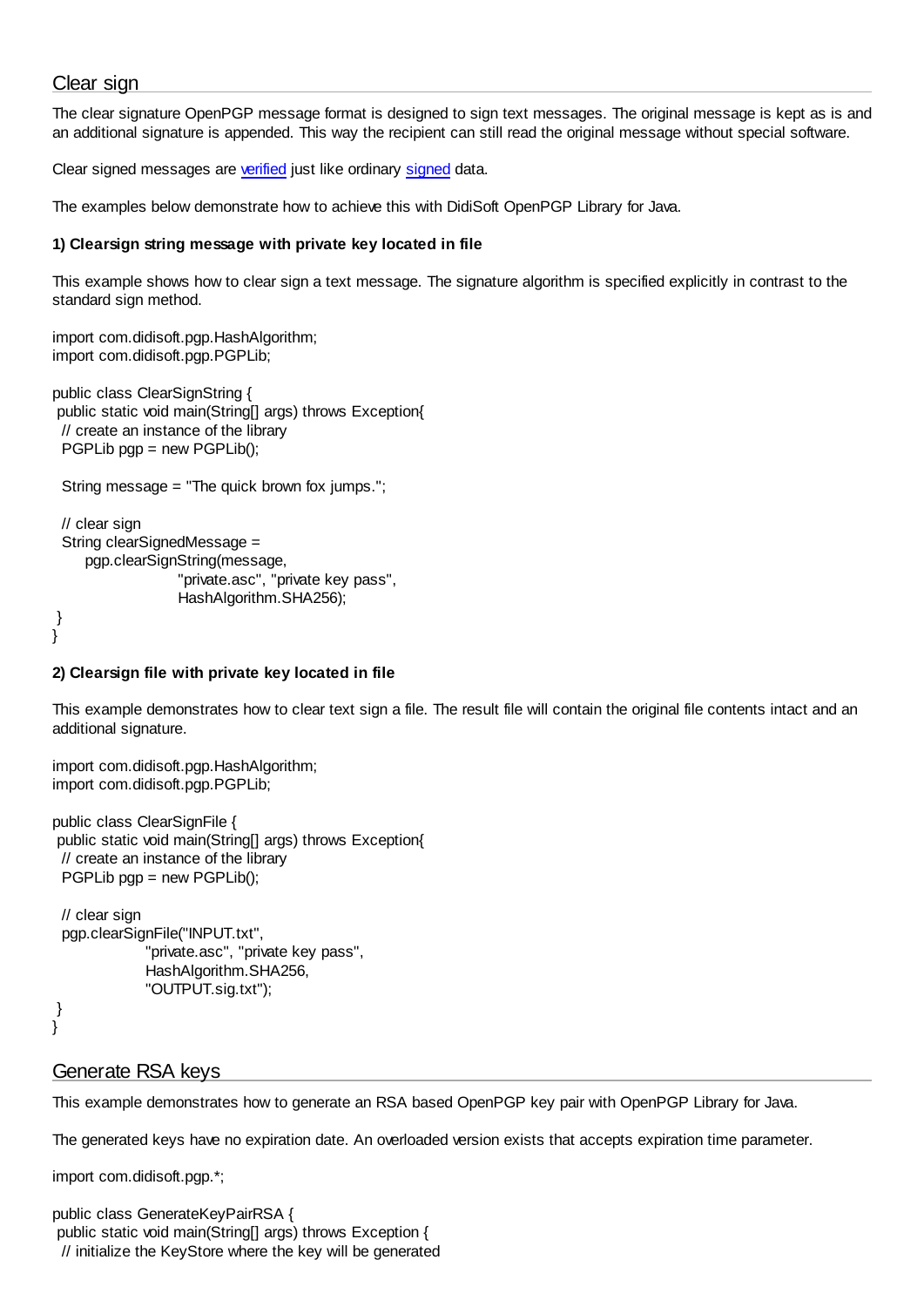## Clear sign

The clear signature OpenPGP message format is designed to sign text messages. The original message is kept as is and an additional signature is appended. This way the recipient can still read the original message without special software.

Clear signed messages are verified just like ordinary signed data.

The examples below demonstrate how to achieve this with DidiSoft OpenPGP Library for Java.

**1) Clearsign string message with private key located in file**

This example shows how to clear sign a text message. The signature algorithm is specified explicitly in contrast to the standard sign method.

```
import com.didisoft.pgp.HashAlgorithm;
import com.didisoft.pgp.PGPLib;

public class ClearSignString {
 public static void main(String[] args) throws Exception{
  // create an instance of the library
  PGPLib pgp = new PGPLib();

  String message = "The quick brown fox jumps.";

  // clear sign
  String clearSignedMessage =
      pgp.clearSignString(message,
                      "private.asc", "private key pass",
                      HashAlgorithm.SHA256);
 }
}
```

**2) Clearsign file with private key located in file**

This example demonstrates how to clear text sign a file. The result file will contain the original file contents intact and an additional signature.

```
import com.didisoft.pgp.HashAlgorithm;
import com.didisoft.pgp.PGPLib;

public class ClearSignFile {
 public static void main(String[] args) throws Exception{
  // create an instance of the library
  PGPLib pgp = new PGPLib();

  // clear sign
  pgp.clearSignFile("INPUT.txt",
                 "private.asc", "private key pass",
                 HashAlgorithm.SHA256,
                 "OUTPUT.sig.txt");
 }
}
```

## Generate RSA keys

This example demonstrates how to generate an RSA based OpenPGP key pair with OpenPGP Library for Java.

The generated keys have no expiration date. An overloaded version exists that accepts expiration time parameter.

```
import com.didisoft.pgp.*;

public class GenerateKeyPairRSA {
 public static void main(String[] args) throws Exception {
  // initialize the KeyStore where the key will be generated
```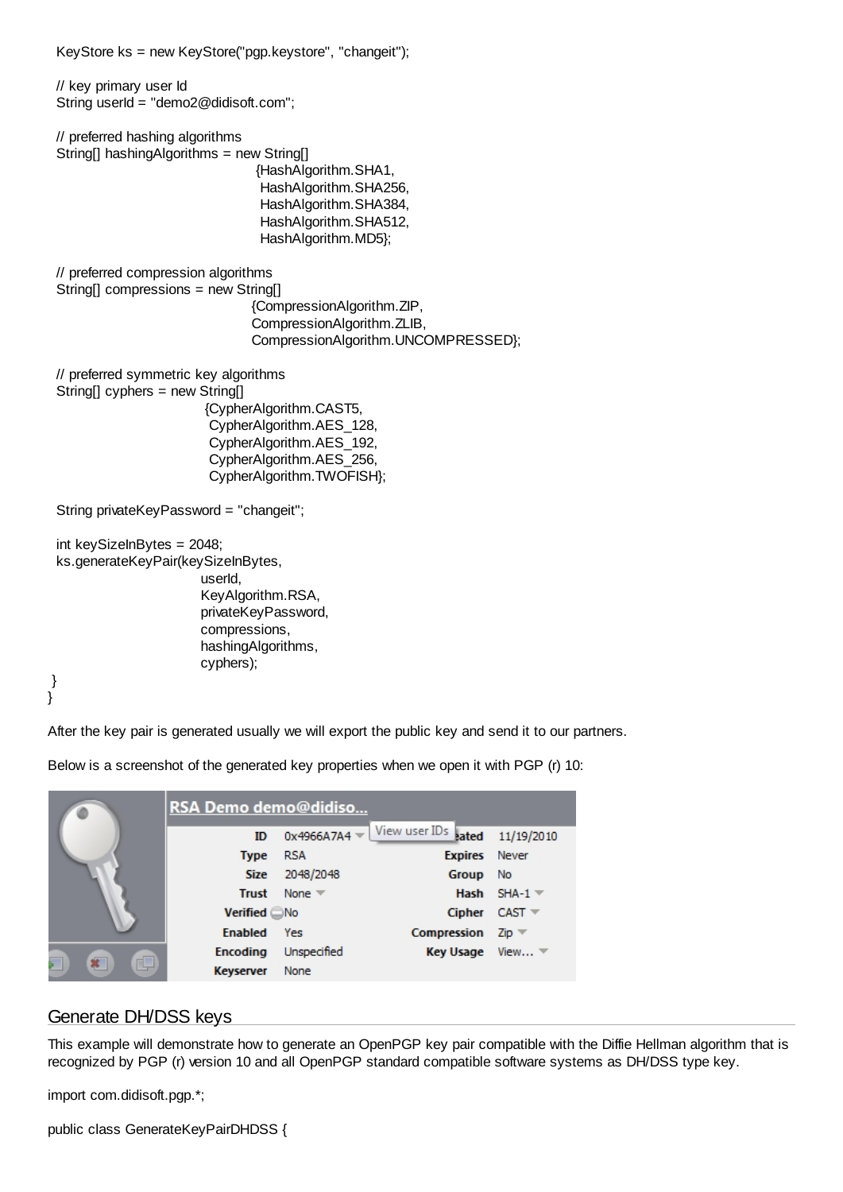```
  KeyStore ks = new KeyStore("pgp.keystore", "changeit");

  // key primary user Id
  String userId = "demo2@didisoft.com";

  // preferred hashing algorithms
  String[] hashingAlgorithms = new String[]
                                {HashAlgorithm.SHA1,
                                 HashAlgorithm.SHA256,
                                 HashAlgorithm.SHA384,
                                 HashAlgorithm.SHA512,
                                 HashAlgorithm.MD5};

  // preferred compression algorithms
  String[] compressions = new String[]
                               {CompressionAlgorithm.ZIP,
                               CompressionAlgorithm.ZLIB,
                               CompressionAlgorithm.UNCOMPRESSED};

  // preferred symmetric key algorithms
  String[] cyphers = new String[]
                          {CypherAlgorithm.CAST5,
                           CypherAlgorithm.AES_128,
                           CypherAlgorithm.AES_192,
                           CypherAlgorithm.AES_256,
                           CypherAlgorithm.TWOFISH};

  String privateKeyPassword = "changeit";

  int keySizeInBytes = 2048;
  ks.generateKeyPair(keySizeInBytes,
                         userId,
                         KeyAlgorithm.RSA,
                         privateKeyPassword,
                         compressions,
                         hashingAlgorithms,
                         cyphers);
 }
}
```

After the key pair is generated usually we will export the public key and send it to our partners.

Below is a screenshot of the generated key properties when we open it with PGP (r) 10:

| RSA Demo demo@didiso... | | | |
|---|---|---|---|
| ID | 0x4966A7A4 | Created | 11/19/2010 |
| Type | RSA | Expires | Never |
| Size | 2048/2048 | Group | No |
| Trust | None | Hash | SHA-1 |
| Verified | No | Cipher | CAST |
| Enabled | Yes | Compression | Zip |
| Encoding | Unspecified | Key Usage | View... |
| Keyserver | None | | |

## Generate DH/DSS keys

This example will demonstrate how to generate an OpenPGP key pair compatible with the Diffie Hellman algorithm that is recognized by PGP (r) version 10 and all OpenPGP standard compatible software systems as DH/DSS type key.

```
import com.didisoft.pgp.*;

public class GenerateKeyPairDHDSS {
```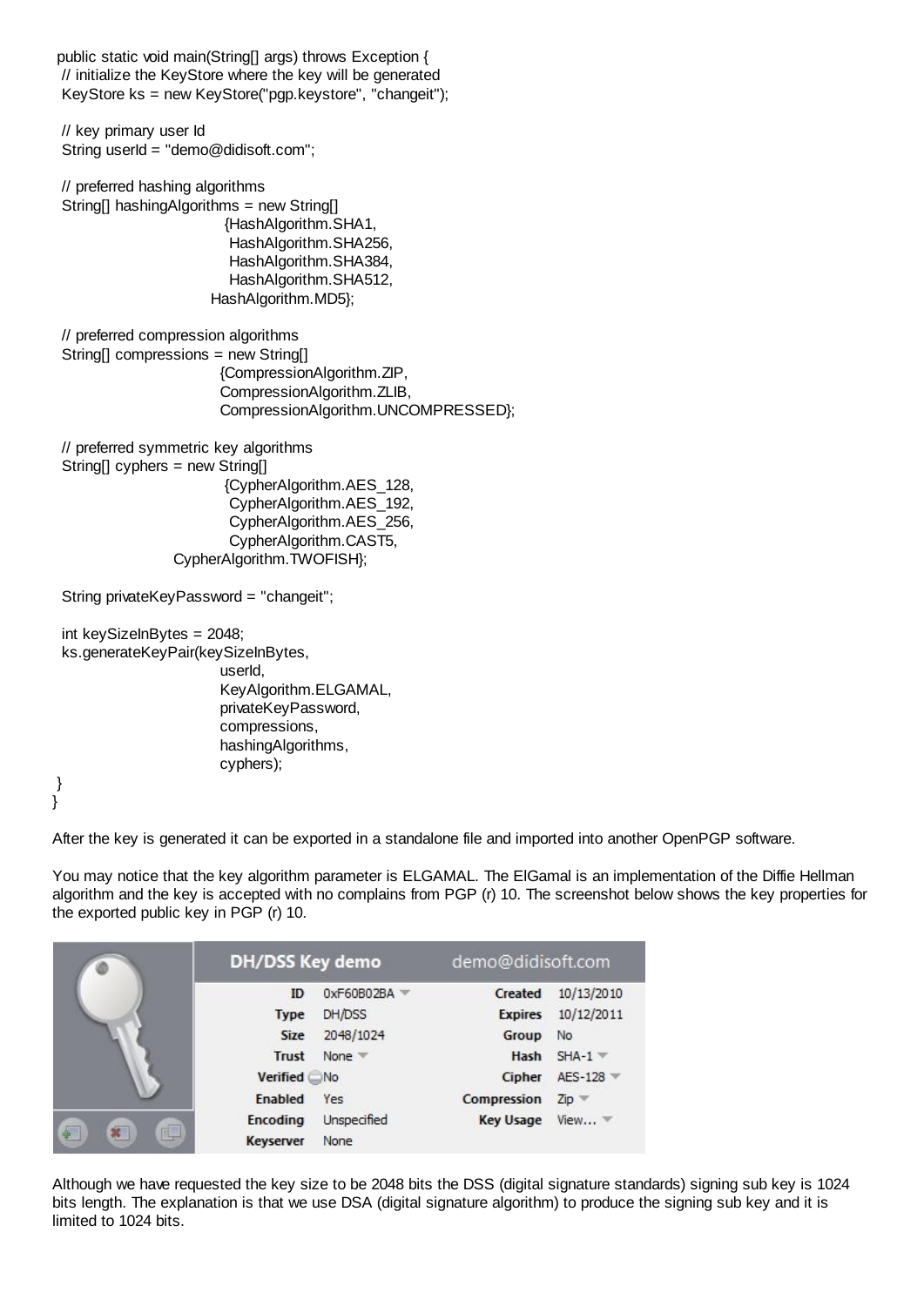```java
public static void main(String[] args) throws Exception {
  // initialize the KeyStore where the key will be generated
  KeyStore ks = new KeyStore("pgp.keystore", "changeit");

  // key primary user Id
  String userId = "demo@didisoft.com";

  // preferred hashing algorithms
  String[] hashingAlgorithms = new String[]
                              {HashAlgorithm.SHA1,
                               HashAlgorithm.SHA256,
                               HashAlgorithm.SHA384,
                               HashAlgorithm.SHA512,
                            HashAlgorithm.MD5};

  // preferred compression algorithms
  String[] compressions = new String[]
                              {CompressionAlgorithm.ZIP,
                              CompressionAlgorithm.ZLIB,
                              CompressionAlgorithm.UNCOMPRESSED};

  // preferred symmetric key algorithms
  String[] cyphers = new String[]
                              {CypherAlgorithm.AES_128,
                               CypherAlgorithm.AES_192,
                               CypherAlgorithm.AES_256,
                               CypherAlgorithm.CAST5,
                    CypherAlgorithm.TWOFISH};

  String privateKeyPassword = "changeit";

  int keySizeInBytes = 2048;
  ks.generateKeyPair(keySizeInBytes,
                              userId,
                              KeyAlgorithm.ELGAMAL,
                              privateKeyPassword,
                              compressions,
                              hashingAlgorithms,
                              cyphers);
 }
}
```

After the key is generated it can be exported in a standalone file and imported into another OpenPGP software.

You may notice that the key algorithm parameter is ELGAMAL. The ElGamal is an implementation of the Diffie Hellman algorithm and the key is accepted with no complains from PGP (r) 10. The screenshot below shows the key properties for the exported public key in PGP (r) 10.

| DH/DSS Key demo | | demo@didisoft.com | |
|---|---|---|---|
| ID | 0xF60B02BA | Created | 10/13/2010 |
| Type | DH/DSS | Expires | 10/12/2011 |
| Size | 2048/1024 | Group | No |
| Trust | None | Hash | SHA-1 |
| Verified | No | Cipher | AES-128 |
| Enabled | Yes | Compression | Zip |
| Encoding | Unspecified | Key Usage | View... |
| Keyserver | None | | |

Although we have requested the key size to be 2048 bits the DSS (digital signature standards) signing sub key is 1024 bits length. The explanation is that we use DSA (digital signature algorithm) to produce the signing sub key and it is limited to 1024 bits.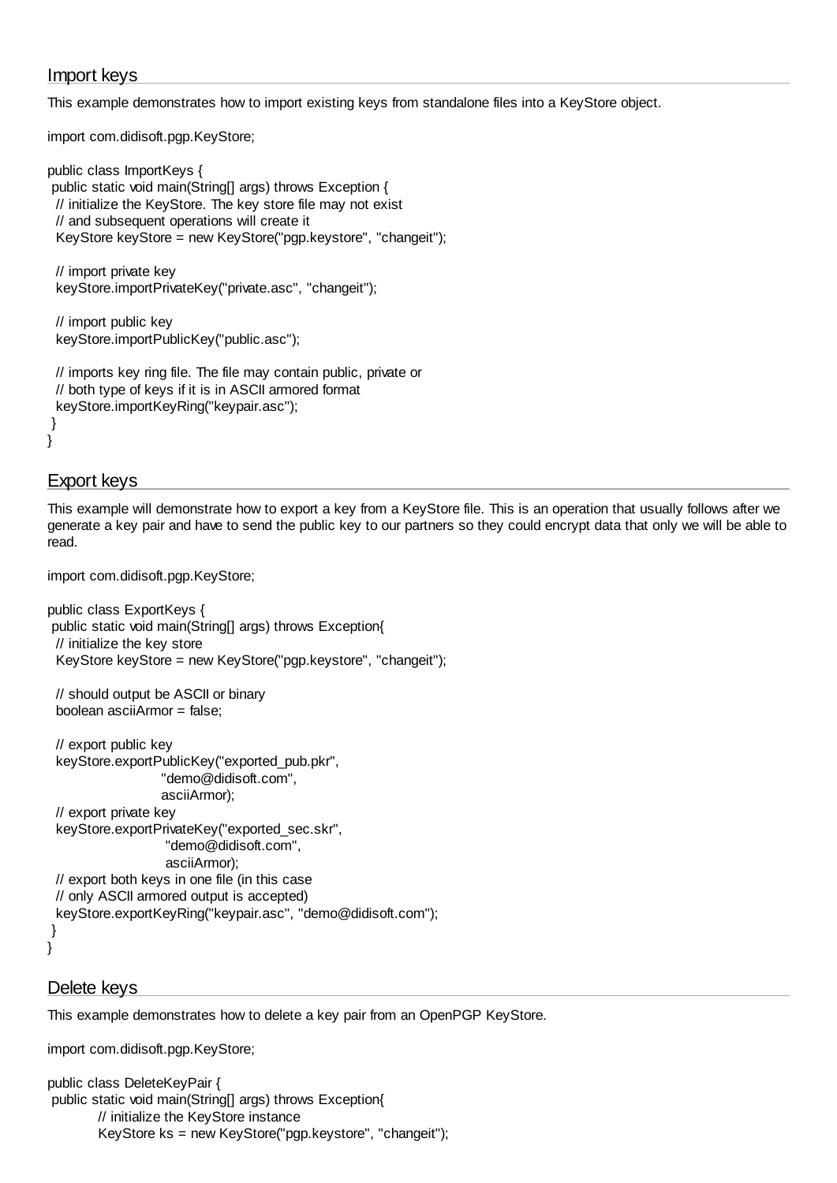## Import keys

This example demonstrates how to import existing keys from standalone files into a KeyStore object.

```
import com.didisoft.pgp.KeyStore;

public class ImportKeys {
 public static void main(String[] args) throws Exception {
  // initialize the KeyStore. The key store file may not exist
  // and subsequent operations will create it
  KeyStore keyStore = new KeyStore("pgp.keystore", "changeit");

  // import private key
  keyStore.importPrivateKey("private.asc", "changeit");

  // import public key
  keyStore.importPublicKey("public.asc");

  // imports key ring file. The file may contain public, private or
  // both type of keys if it is in ASCII armored format
  keyStore.importKeyRing("keypair.asc");
 }
}
```

## Export keys

This example will demonstrate how to export a key from a KeyStore file. This is an operation that usually follows after we generate a key pair and have to send the public key to our partners so they could encrypt data that only we will be able to read.

```
import com.didisoft.pgp.KeyStore;

public class ExportKeys {
 public static void main(String[] args) throws Exception{
  // initialize the key store
  KeyStore keyStore = new KeyStore("pgp.keystore", "changeit");

  // should output be ASCII or binary
  boolean asciiArmor = false;

  // export public key
  keyStore.exportPublicKey("exported_pub.pkr",
                           "demo@didisoft.com",
                           asciiArmor);
  // export private key
  keyStore.exportPrivateKey("exported_sec.skr",
                            "demo@didisoft.com",
                            asciiArmor);
  // export both keys in one file (in this case
  // only ASCII armored output is accepted)
  keyStore.exportKeyRing("keypair.asc", "demo@didisoft.com");
 }
}
```

## Delete keys

This example demonstrates how to delete a key pair from an OpenPGP KeyStore.

```
import com.didisoft.pgp.KeyStore;

public class DeleteKeyPair {
 public static void main(String[] args) throws Exception{
        // initialize the KeyStore instance
        KeyStore ks = new KeyStore("pgp.keystore", "changeit");
```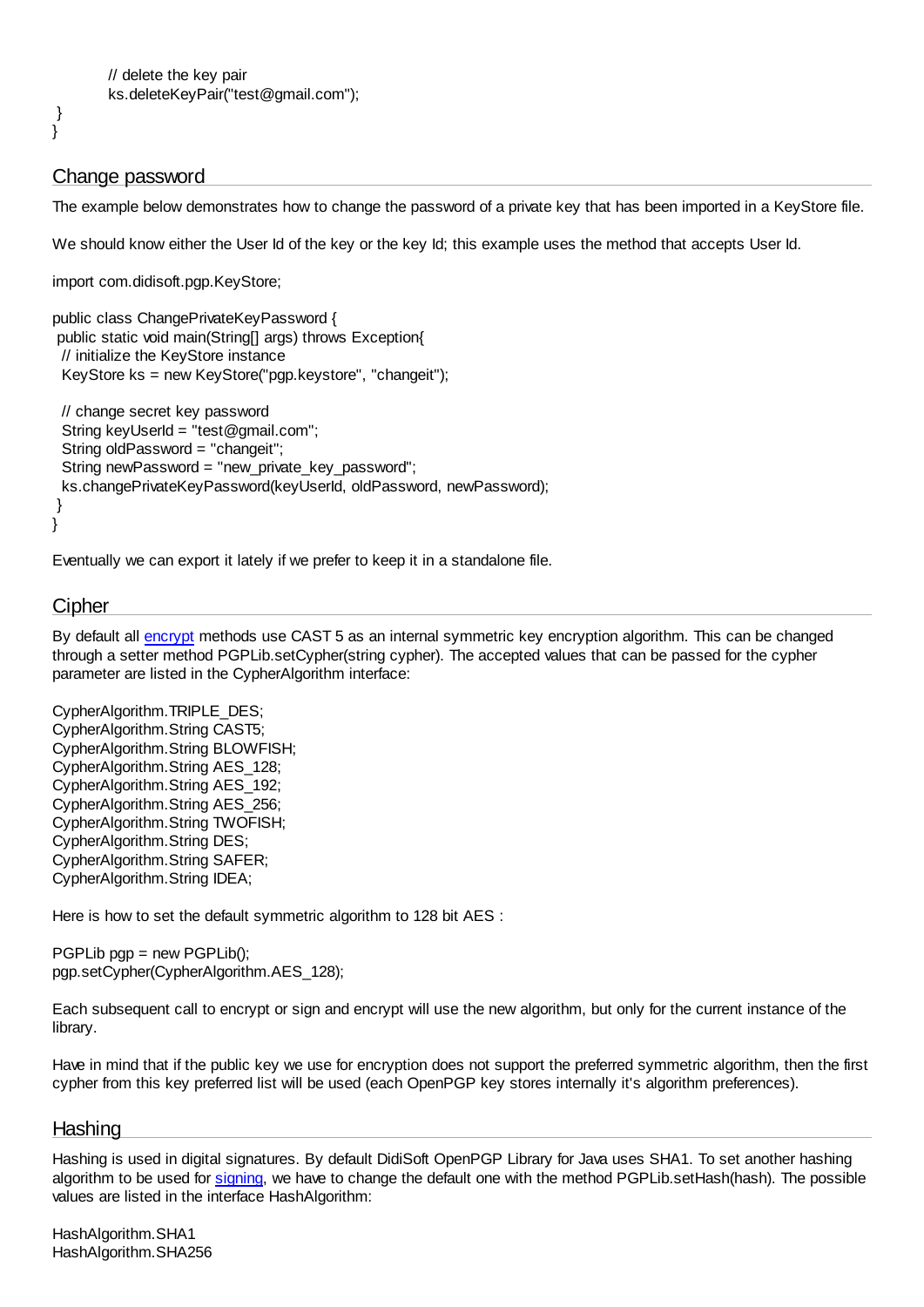```
        // delete the key pair
        ks.deleteKeyPair("test@gmail.com");
 }
}
```

## Change password

The example below demonstrates how to change the password of a private key that has been imported in a KeyStore file.

We should know either the User Id of the key or the key Id; this example uses the method that accepts User Id.

```
import com.didisoft.pgp.KeyStore;

public class ChangePrivateKeyPassword {
 public static void main(String[] args) throws Exception{
  // initialize the KeyStore instance
  KeyStore ks = new KeyStore("pgp.keystore", "changeit");

  // change secret key password
  String keyUserId = "test@gmail.com";
  String oldPassword = "changeit";
  String newPassword = "new_private_key_password";
  ks.changePrivateKeyPassword(keyUserId, oldPassword, newPassword);
 }
}
```

Eventually we can export it lately if we prefer to keep it in a standalone file.

## Cipher

By default all encrypt methods use CAST 5 as an internal symmetric key encryption algorithm. This can be changed through a setter method PGPLib.setCypher(string cypher). The accepted values that can be passed for the cypher parameter are listed in the CypherAlgorithm interface:

```
CypherAlgorithm.TRIPLE_DES;
CypherAlgorithm.String CAST5;
CypherAlgorithm.String BLOWFISH;
CypherAlgorithm.String AES_128;
CypherAlgorithm.String AES_192;
CypherAlgorithm.String AES_256;
CypherAlgorithm.String TWOFISH;
CypherAlgorithm.String DES;
CypherAlgorithm.String SAFER;
CypherAlgorithm.String IDEA;
```

Here is how to set the default symmetric algorithm to 128 bit AES :

```
PGPLib pgp = new PGPLib();
pgp.setCypher(CypherAlgorithm.AES_128);
```

Each subsequent call to encrypt or sign and encrypt will use the new algorithm, but only for the current instance of the library.

Have in mind that if the public key we use for encryption does not support the preferred symmetric algorithm, then the first cypher from this key preferred list will be used (each OpenPGP key stores internally it's algorithm preferences).

## Hashing

Hashing is used in digital signatures. By default DidiSoft OpenPGP Library for Java uses SHA1. To set another hashing algorithm to be used for signing, we have to change the default one with the method PGPLib.setHash(hash). The possible values are listed in the interface HashAlgorithm:

```
HashAlgorithm.SHA1
HashAlgorithm.SHA256
```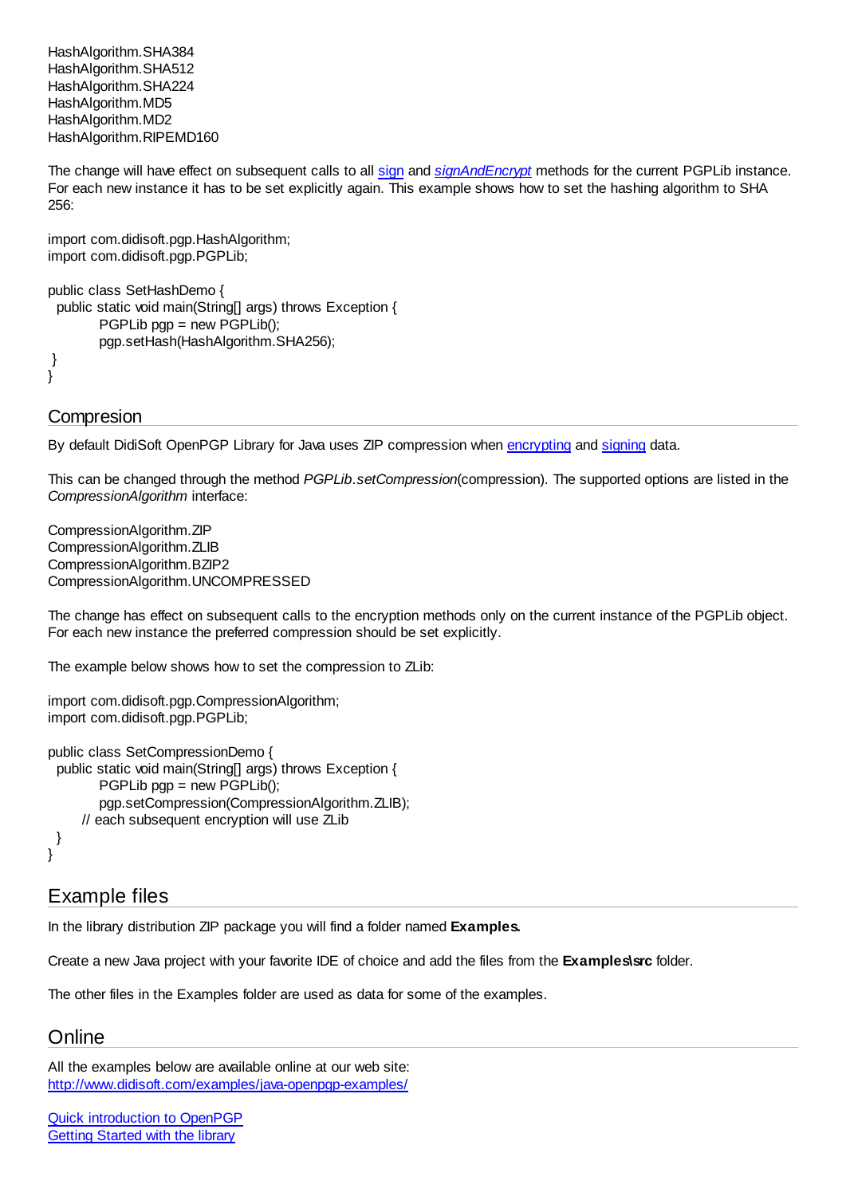HashAlgorithm.SHA384
HashAlgorithm.SHA512
HashAlgorithm.SHA224
HashAlgorithm.MD5
HashAlgorithm.MD2
HashAlgorithm.RIPEMD160

The change will have effect on subsequent calls to all [sign]() and [*signAndEncrypt*]() methods for the current PGPLib instance. For each new instance it has to be set explicitly again. This example shows how to set the hashing algorithm to SHA 256:

```
import com.didisoft.pgp.HashAlgorithm;
import com.didisoft.pgp.PGPLib;

public class SetHashDemo {
  public static void main(String[] args) throws Exception {
          PGPLib pgp = new PGPLib();
          pgp.setHash(HashAlgorithm.SHA256);
 }
}
```

## Compresion

By default DidiSoft OpenPGP Library for Java uses ZIP compression when [encrypting]() and [signing]() data.

This can be changed through the method *PGPLib.setCompression*(compression). The supported options are listed in the *CompressionAlgorithm* interface:

CompressionAlgorithm.ZIP
CompressionAlgorithm.ZLIB
CompressionAlgorithm.BZIP2
CompressionAlgorithm.UNCOMPRESSED

The change has effect on subsequent calls to the encryption methods only on the current instance of the PGPLib object. For each new instance the preferred compression should be set explicitly.

The example below shows how to set the compression to ZLib:

```
import com.didisoft.pgp.CompressionAlgorithm;
import com.didisoft.pgp.PGPLib;

public class SetCompressionDemo {
  public static void main(String[] args) throws Exception {
          PGPLib pgp = new PGPLib();
          pgp.setCompression(CompressionAlgorithm.ZLIB);
       // each subsequent encryption will use ZLib
  }
}
```

## Example files

In the library distribution ZIP package you will find a folder named **Examples.**

Create a new Java project with your favorite IDE of choice and add the files from the **Examples\src** folder.

The other files in the Examples folder are used as data for some of the examples.

## Online

All the examples below are available online at our web site:
[http://www.didisoft.com/examples/java-openpgp-examples/](http://www.didisoft.com/examples/java-openpgp-examples/)

[Quick introduction to OpenPGP]()
[Getting Started with the library]()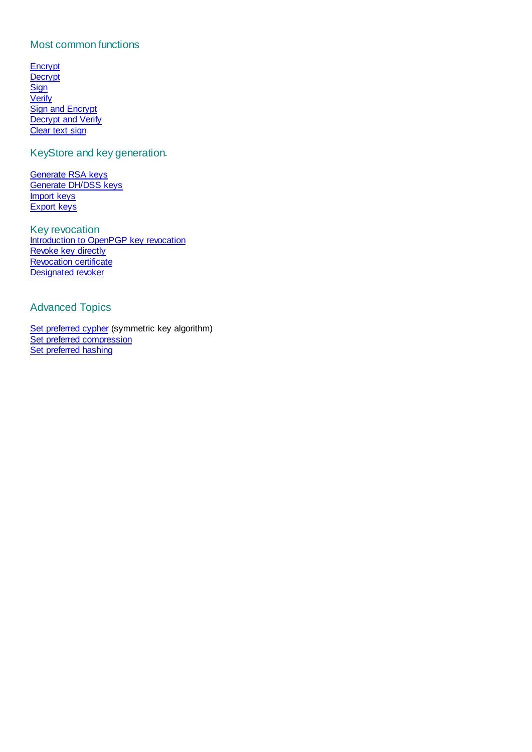## Most common functions

Encrypt
Decrypt
Sign
Verify
Sign and Encrypt
Decrypt and Verify
Clear text sign

## KeyStore and key generation.

Generate RSA keys
Generate DH/DSS keys
Import keys
Export keys

## Key revocation

Introduction to OpenPGP key revocation
Revoke key directly
Revocation certificate
Designated revoker

## Advanced Topics

Set preferred cypher (symmetric key algorithm)
Set preferred compression
Set preferred hashing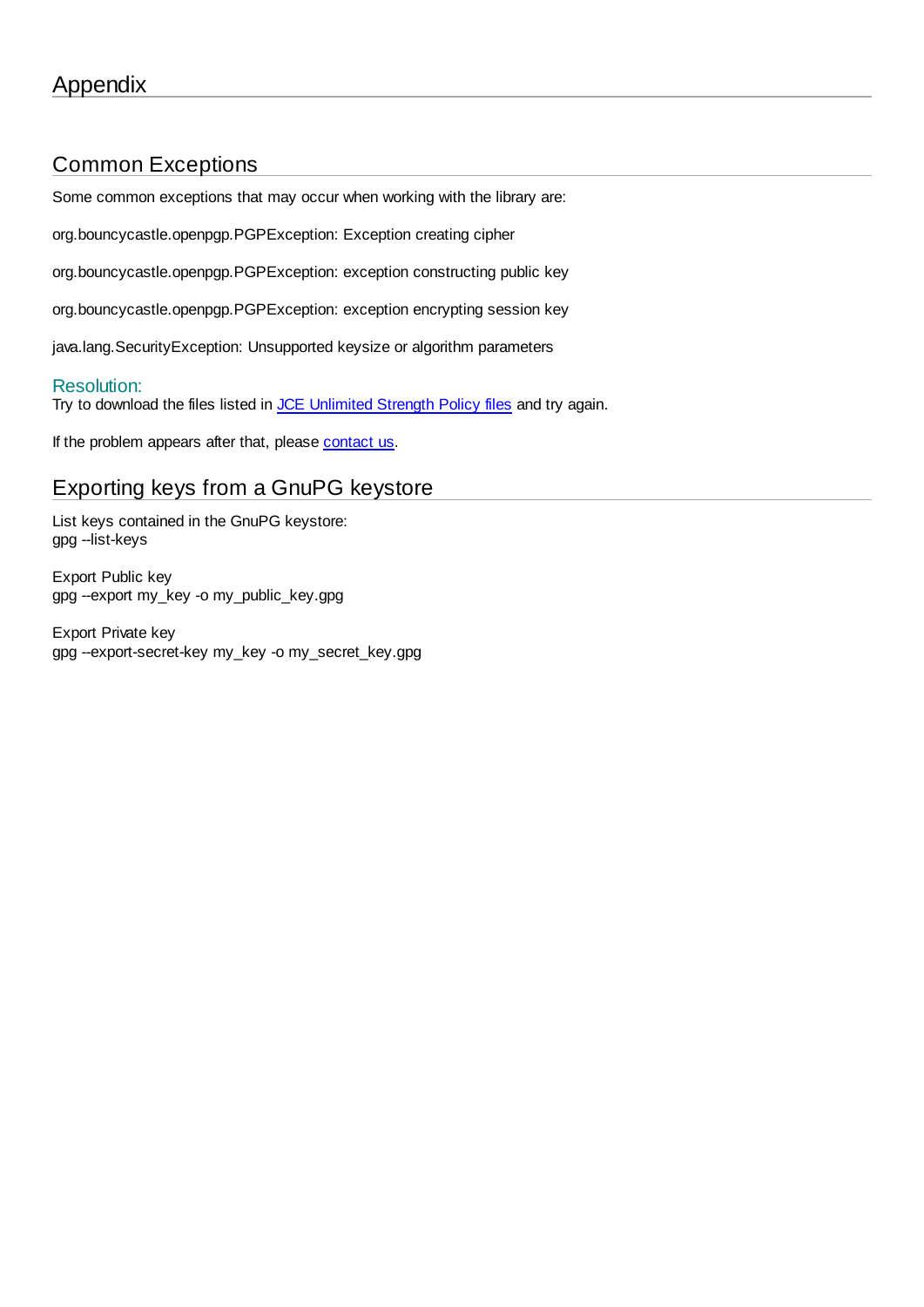# Appendix

## Common Exceptions

Some common exceptions that may occur when working with the library are:

org.bouncycastle.openpgp.PGPException: Exception creating cipher

org.bouncycastle.openpgp.PGPException: exception constructing public key

org.bouncycastle.openpgp.PGPException: exception encrypting session key

java.lang.SecurityException: Unsupported keysize or algorithm parameters

### Resolution:

Try to download the files listed in JCE Unlimited Strength Policy files and try again.

If the problem appears after that, please contact us.

## Exporting keys from a GnuPG keystore

List keys contained in the GnuPG keystore:
gpg --list-keys

Export Public key
gpg --export my_key -o my_public_key.gpg

Export Private key
gpg --export-secret-key my_key -o my_secret_key.gpg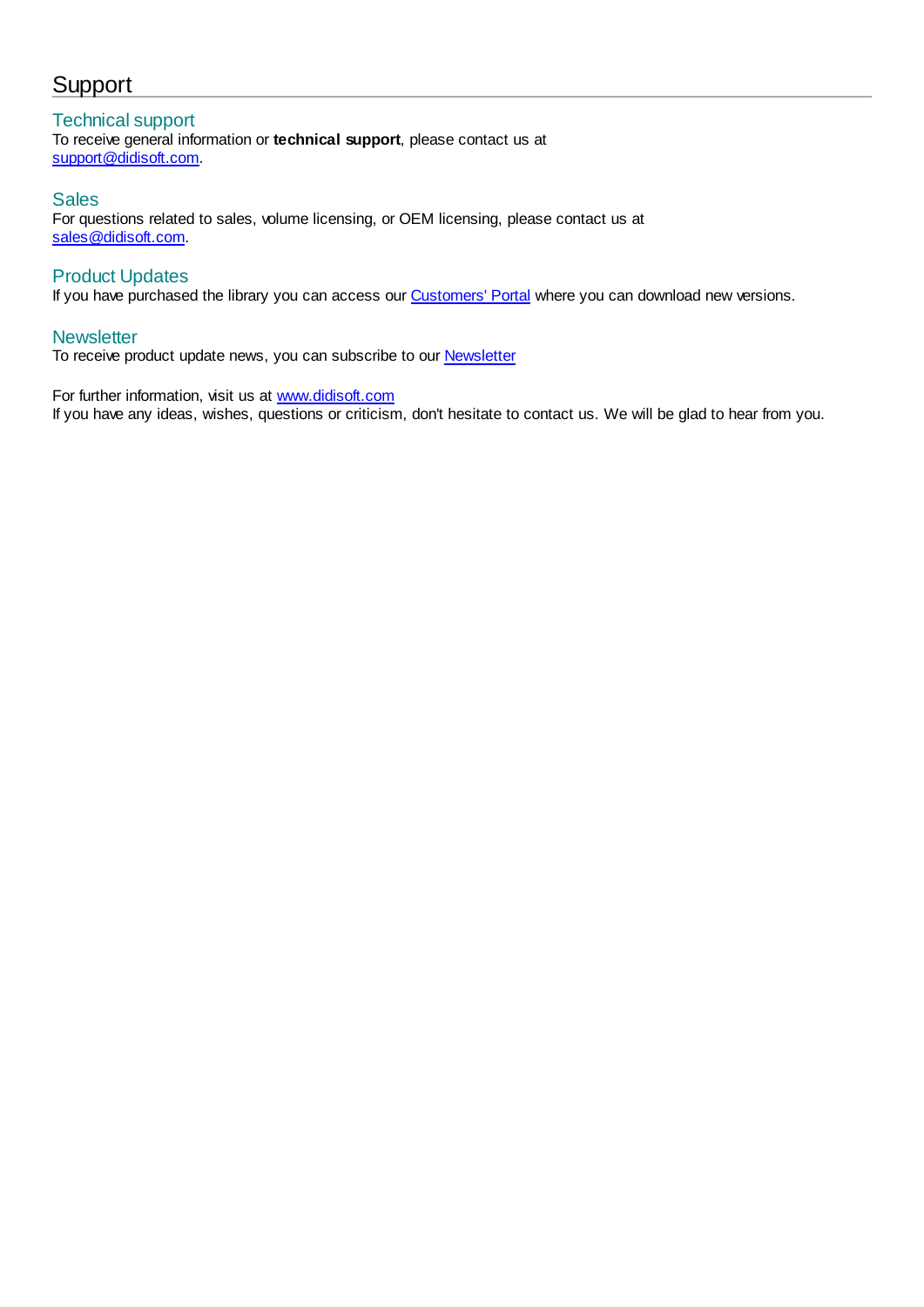# Support

## Technical support

To receive general information or **technical support**, please contact us at
support@didisoft.com.

## Sales

For questions related to sales, volume licensing, or OEM licensing, please contact us at
sales@didisoft.com.

## Product Updates

If you have purchased the library you can access our Customers' Portal where you can download new versions.

## Newsletter

To receive product update news, you can subscribe to our Newsletter

For further information, visit us at www.didisoft.com
If you have any ideas, wishes, questions or criticism, don't hesitate to contact us. We will be glad to hear from you.